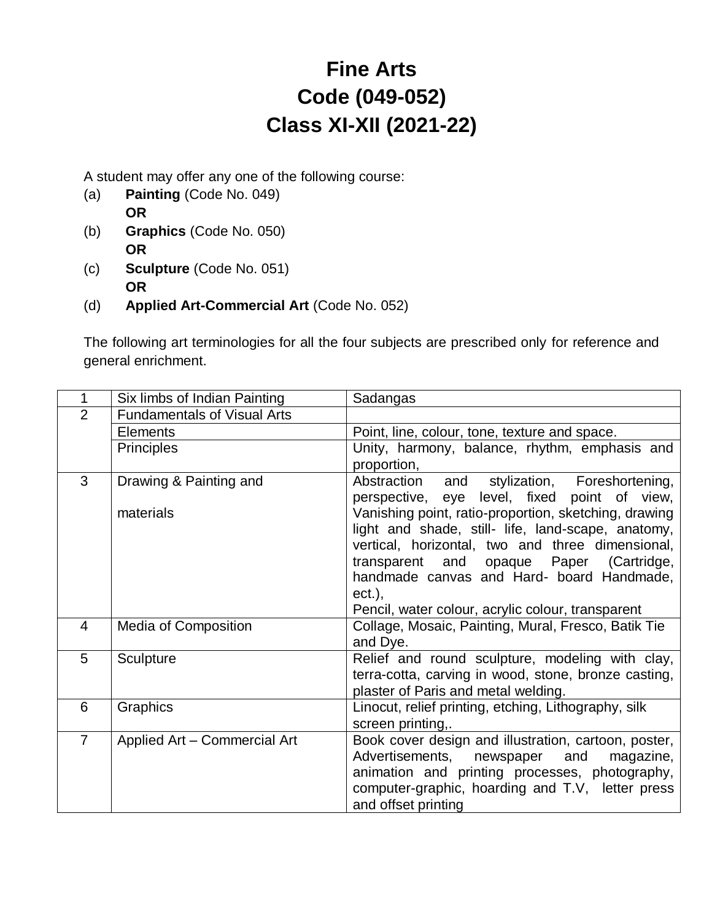# Fine Arts
# Code (049-052)
# Class XI-XII (2021-22)

A student may offer any one of the following course:

(a) **Painting** (Code No. 049)
**OR**
(b) **Graphics** (Code No. 050)
**OR**
(c) **Sculpture** (Code No. 051)
**OR**
(d) **Applied Art-Commercial Art** (Code No. 052)

The following art terminologies for all the four subjects are prescribed only for reference and general enrichment.

| | | |
|---|---|---|
| 1 | Six limbs of Indian Painting | Sadangas |
| 2 | Fundamentals of Visual Arts | |
| | Elements | Point, line, colour, tone, texture and space. |
| | Principles | Unity, harmony, balance, rhythm, emphasis and proportion, |
| 3 | Drawing & Painting and materials | Abstraction and stylization, Foreshortening, perspective, eye level, fixed point of view, Vanishing point, ratio-proportion, sketching, drawing light and shade, still- life, land-scape, anatomy, vertical, horizontal, two and three dimensional, transparent and opaque Paper (Cartridge, handmade canvas and Hard- board Handmade, ect.), Pencil, water colour, acrylic colour, transparent |
| 4 | Media of Composition | Collage, Mosaic, Painting, Mural, Fresco, Batik Tie and Dye. |
| 5 | Sculpture | Relief and round sculpture, modeling with clay, terra-cotta, carving in wood, stone, bronze casting, plaster of Paris and metal welding. |
| 6 | Graphics | Linocut, relief printing, etching, Lithography, silk screen printing,. |
| 7 | Applied Art – Commercial Art | Book cover design and illustration, cartoon, poster, Advertisements, newspaper and magazine, animation and printing processes, photography, computer-graphic, hoarding and T.V, letter press and offset printing |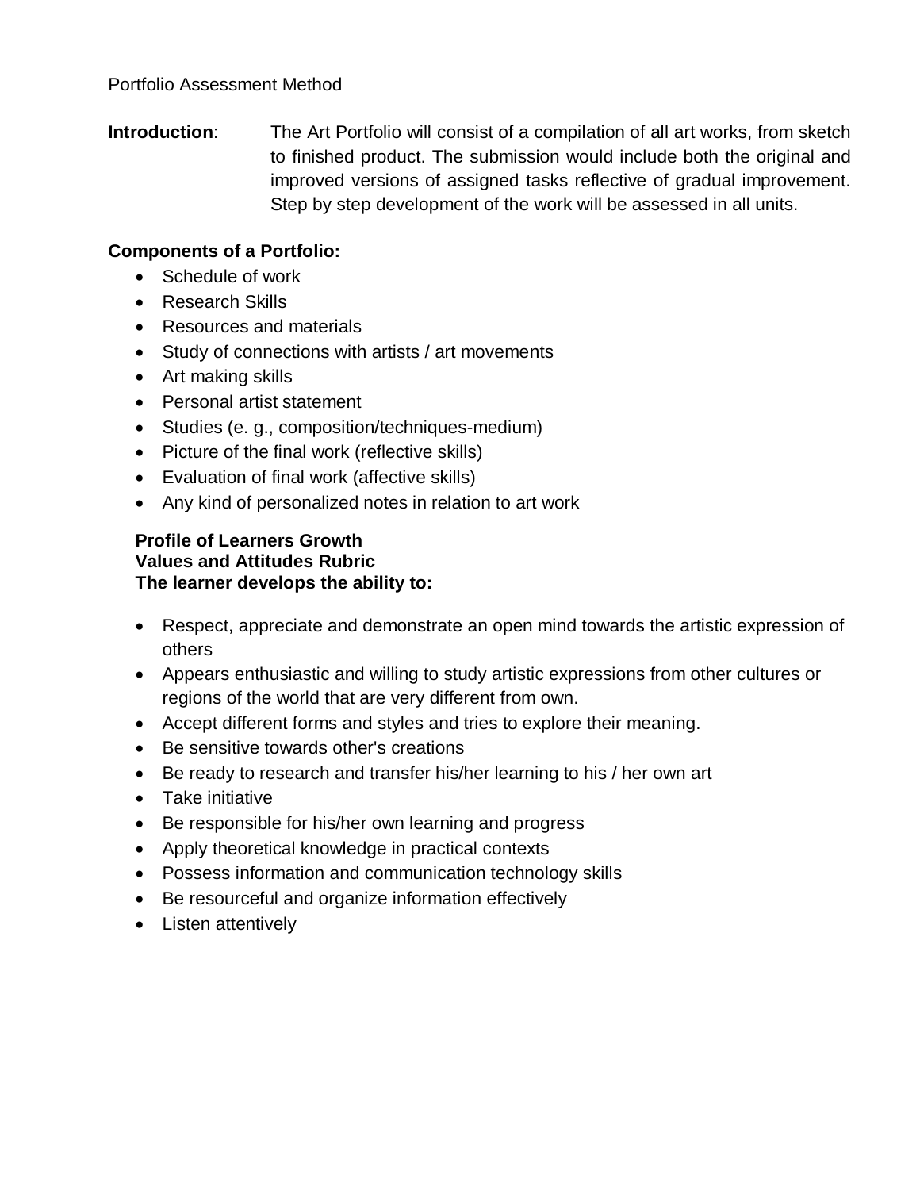Portfolio Assessment Method

**Introduction**: The Art Portfolio will consist of a compilation of all art works, from sketch to finished product. The submission would include both the original and improved versions of assigned tasks reflective of gradual improvement. Step by step development of the work will be assessed in all units.

**Components of a Portfolio:**

- Schedule of work
- Research Skills
- Resources and materials
- Study of connections with artists / art movements
- Art making skills
- Personal artist statement
- Studies (e. g., composition/techniques-medium)
- Picture of the final work (reflective skills)
- Evaluation of final work (affective skills)
- Any kind of personalized notes in relation to art work

**Profile of Learners Growth**
**Values and Attitudes Rubric**
**The learner develops the ability to:**

- Respect, appreciate and demonstrate an open mind towards the artistic expression of others
- Appears enthusiastic and willing to study artistic expressions from other cultures or regions of the world that are very different from own.
- Accept different forms and styles and tries to explore their meaning.
- Be sensitive towards other's creations
- Be ready to research and transfer his/her learning to his / her own art
- Take initiative
- Be responsible for his/her own learning and progress
- Apply theoretical knowledge in practical contexts
- Possess information and communication technology skills
- Be resourceful and organize information effectively
- Listen attentively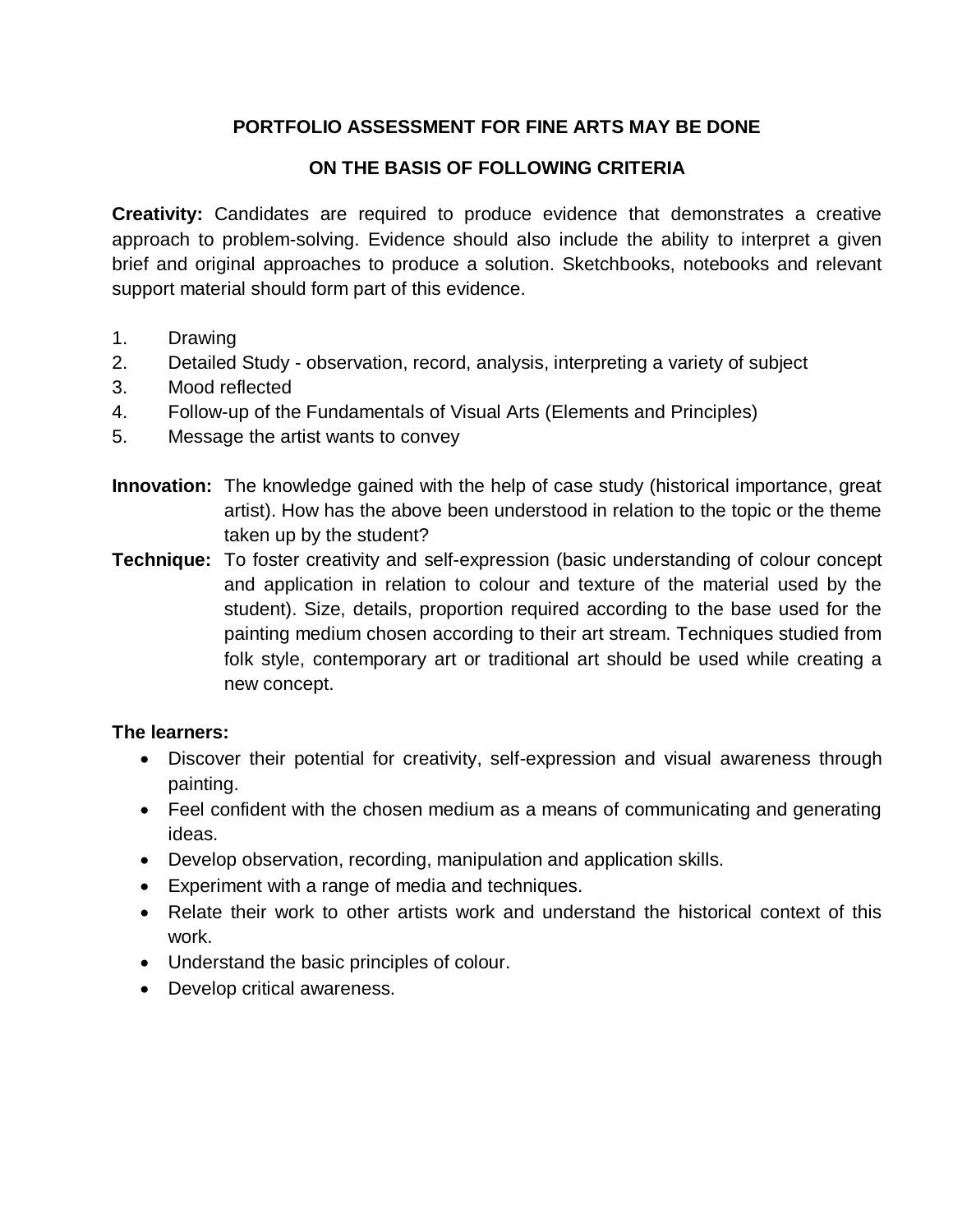## PORTFOLIO ASSESSMENT FOR FINE ARTS MAY BE DONE

## ON THE BASIS OF FOLLOWING CRITERIA

**Creativity:** Candidates are required to produce evidence that demonstrates a creative approach to problem-solving. Evidence should also include the ability to interpret a given brief and original approaches to produce a solution. Sketchbooks, notebooks and relevant support material should form part of this evidence.

1. Drawing
2. Detailed Study - observation, record, analysis, interpreting a variety of subject
3. Mood reflected
4. Follow-up of the Fundamentals of Visual Arts (Elements and Principles)
5. Message the artist wants to convey

**Innovation:** The knowledge gained with the help of case study (historical importance, great artist). How has the above been understood in relation to the topic or the theme taken up by the student?

**Technique:** To foster creativity and self-expression (basic understanding of colour concept and application in relation to colour and texture of the material used by the student). Size, details, proportion required according to the base used for the painting medium chosen according to their art stream. Techniques studied from folk style, contemporary art or traditional art should be used while creating a new concept.

**The learners:**

- Discover their potential for creativity, self-expression and visual awareness through painting.
- Feel confident with the chosen medium as a means of communicating and generating ideas.
- Develop observation, recording, manipulation and application skills.
- Experiment with a range of media and techniques.
- Relate their work to other artists work and understand the historical context of this work.
- Understand the basic principles of colour.
- Develop critical awareness.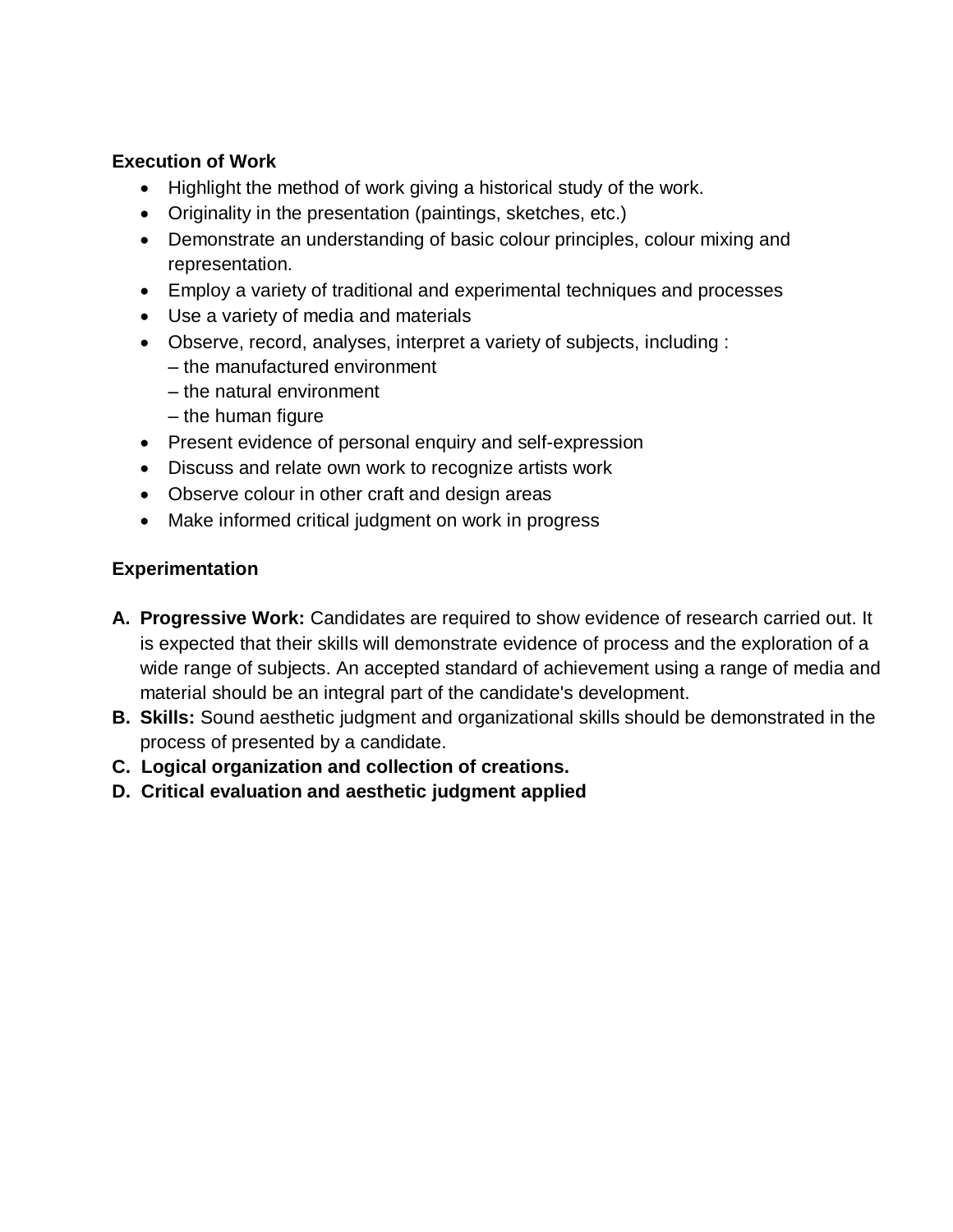**Execution of Work**

- Highlight the method of work giving a historical study of the work.
- Originality in the presentation (paintings, sketches, etc.)
- Demonstrate an understanding of basic colour principles, colour mixing and representation.
- Employ a variety of traditional and experimental techniques and processes
- Use a variety of media and materials
- Observe, record, analyses, interpret a variety of subjects, including :
  – the manufactured environment
  – the natural environment
  – the human figure
- Present evidence of personal enquiry and self-expression
- Discuss and relate own work to recognize artists work
- Observe colour in other craft and design areas
- Make informed critical judgment on work in progress

**Experimentation**

A. **Progressive Work:** Candidates are required to show evidence of research carried out. It is expected that their skills will demonstrate evidence of process and the exploration of a wide range of subjects. An accepted standard of achievement using a range of media and material should be an integral part of the candidate's development.
B. **Skills:** Sound aesthetic judgment and organizational skills should be demonstrated in the process of presented by a candidate.
C. **Logical organization and collection of creations.**
D. **Critical evaluation and aesthetic judgment applied**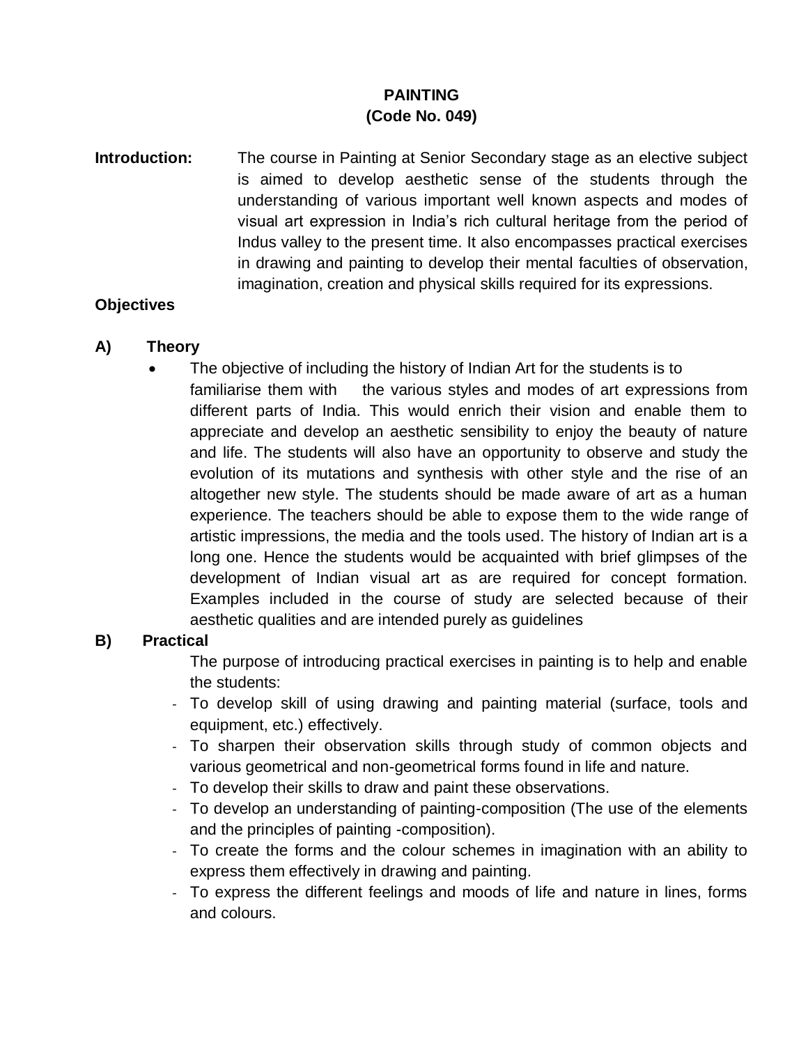# PAINTING
## (Code No. 049)

**Introduction:** The course in Painting at Senior Secondary stage as an elective subject is aimed to develop aesthetic sense of the students through the understanding of various important well known aspects and modes of visual art expression in India's rich cultural heritage from the period of Indus valley to the present time. It also encompasses practical exercises in drawing and painting to develop their mental faculties of observation, imagination, creation and physical skills required for its expressions.

**Objectives**

**A) Theory**

- The objective of including the history of Indian Art for the students is to familiarise them with the various styles and modes of art expressions from different parts of India. This would enrich their vision and enable them to appreciate and develop an aesthetic sensibility to enjoy the beauty of nature and life. The students will also have an opportunity to observe and study the evolution of its mutations and synthesis with other style and the rise of an altogether new style. The students should be made aware of art as a human experience. The teachers should be able to expose them to the wide range of artistic impressions, the media and the tools used. The history of Indian art is a long one. Hence the students would be acquainted with brief glimpses of the development of Indian visual art as are required for concept formation. Examples included in the course of study are selected because of their aesthetic qualities and are intended purely as guidelines

**B) Practical**

The purpose of introducing practical exercises in painting is to help and enable the students:

- To develop skill of using drawing and painting material (surface, tools and equipment, etc.) effectively.
- To sharpen their observation skills through study of common objects and various geometrical and non-geometrical forms found in life and nature.
- To develop their skills to draw and paint these observations.
- To develop an understanding of painting-composition (The use of the elements and the principles of painting -composition).
- To create the forms and the colour schemes in imagination with an ability to express them effectively in drawing and painting.
- To express the different feelings and moods of life and nature in lines, forms and colours.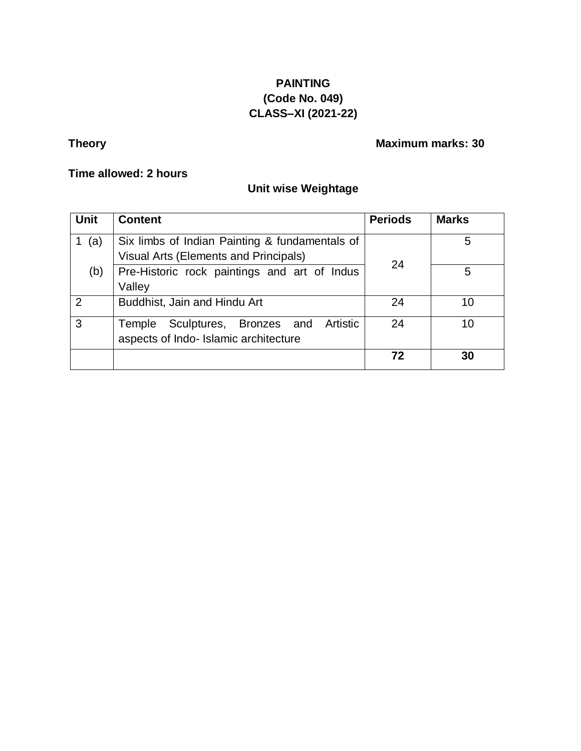**PAINTING**
**(Code No. 049)**
**CLASS–XI (2021-22)**

**Theory** **Maximum marks: 30**

**Time allowed: 2 hours**

**Unit wise Weightage**

| Unit | Content | Periods | Marks |
|---|---|---|---|
| 1 (a) | Six limbs of Indian Painting & fundamentals of Visual Arts (Elements and Principals) | 24 | 5 |
| (b) | Pre-Historic rock paintings and art of Indus Valley | | 5 |
| 2 | Buddhist, Jain and Hindu Art | 24 | 10 |
| 3 | Temple Sculptures, Bronzes and Artistic aspects of Indo- Islamic architecture | 24 | 10 |
| | | **72** | **30** |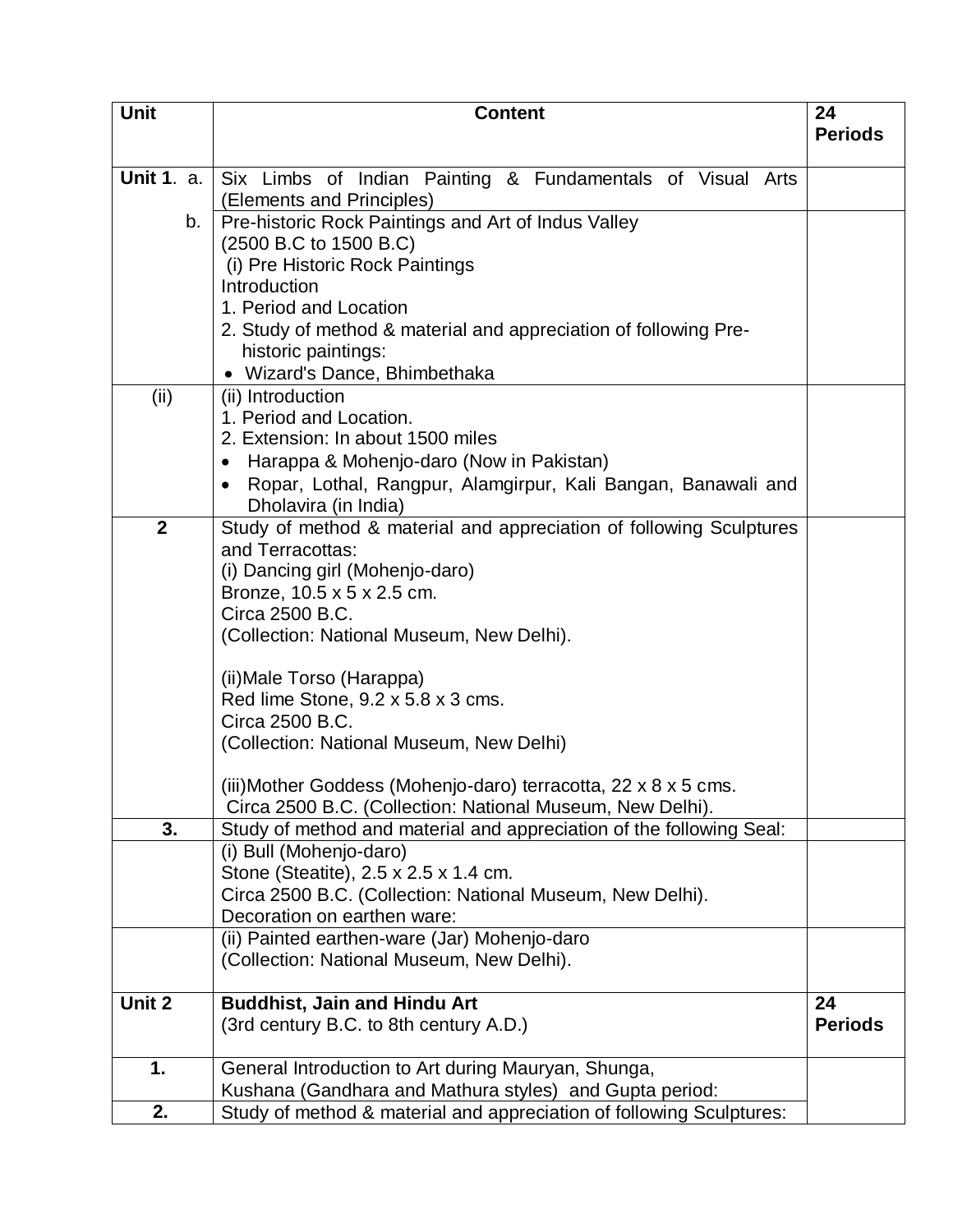| Unit | Content | 24 Periods |
|---|---|---|
| **Unit 1**. a. | Six Limbs of Indian Painting & Fundamentals of Visual Arts (Elements and Principles) | |
| b. | Pre-historic Rock Paintings and Art of Indus Valley<br>(2500 B.C to 1500 B.C)<br>(i) Pre Historic Rock Paintings<br>Introduction<br>1. Period and Location<br>2. Study of method & material and appreciation of following Pre-historic paintings:<br>• Wizard's Dance, Bhimbethaka | |
| (ii) | (ii) Introduction<br>1. Period and Location.<br>2. Extension: In about 1500 miles<br>• Harappa & Mohenjo-daro (Now in Pakistan)<br>• Ropar, Lothal, Rangpur, Alamgirpur, Kali Bangan, Banawali and Dholavira (in India) | |
| **2** | Study of method & material and appreciation of following Sculptures and Terracottas:<br>(i) Dancing girl (Mohenjo-daro)<br>Bronze, 10.5 x 5 x 2.5 cm.<br>Circa 2500 B.C.<br>(Collection: National Museum, New Delhi).<br><br>(ii)Male Torso (Harappa)<br>Red lime Stone, 9.2 x 5.8 x 3 cms.<br>Circa 2500 B.C.<br>(Collection: National Museum, New Delhi)<br><br>(iii)Mother Goddess (Mohenjo-daro) terracotta, 22 x 8 x 5 cms.<br>Circa 2500 B.C. (Collection: National Museum, New Delhi). | |
| **3.** | Study of method and material and appreciation of the following Seal: | |
| | (i) Bull (Mohenjo-daro)<br>Stone (Steatite), 2.5 x 2.5 x 1.4 cm.<br>Circa 2500 B.C. (Collection: National Museum, New Delhi).<br>Decoration on earthen ware: | |
| | (ii) Painted earthen-ware (Jar) Mohenjo-daro<br>(Collection: National Museum, New Delhi). | |
| **Unit 2** | **Buddhist, Jain and Hindu Art**<br>(3rd century B.C. to 8th century A.D.) | **24 Periods** |
| **1.** | General Introduction to Art during Mauryan, Shunga, Kushana (Gandhara and Mathura styles) and Gupta period: | |
| **2.** | Study of method & material and appreciation of following Sculptures: | |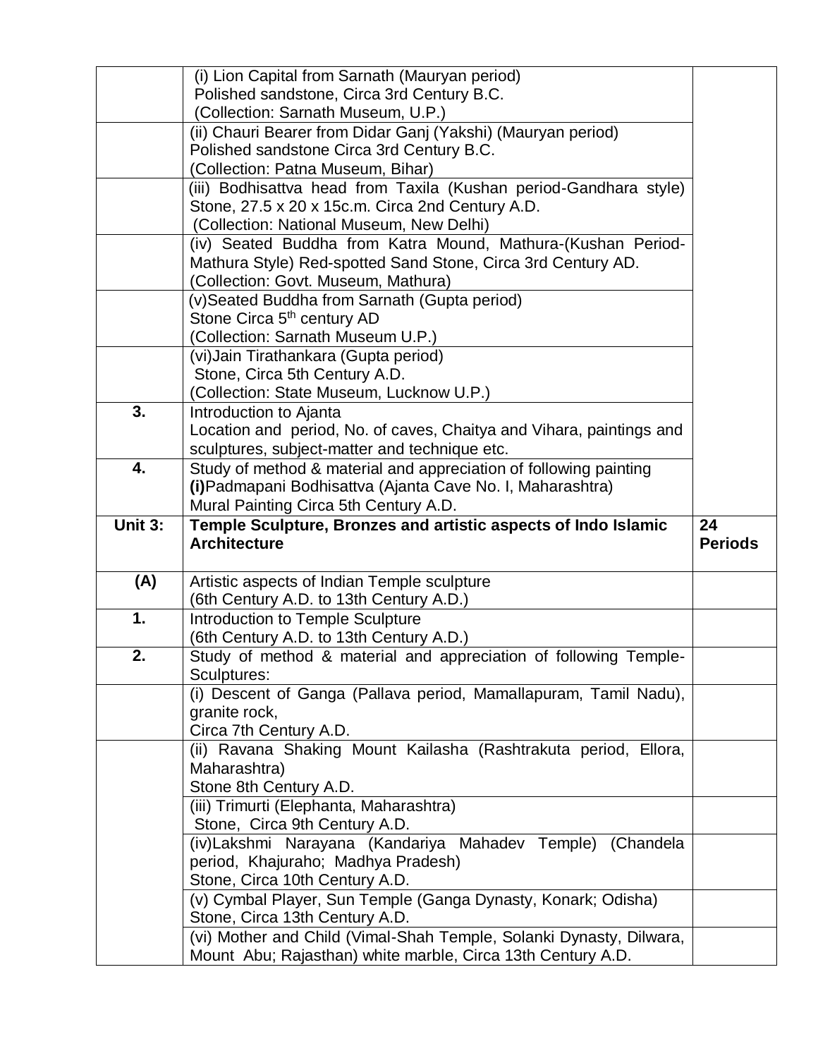| | | |
|---|---|---|
| | (i) Lion Capital from Sarnath (Mauryan period)<br>Polished sandstone, Circa 3rd Century B.C.<br>(Collection: Sarnath Museum, U.P.) | |
| | (ii) Chauri Bearer from Didar Ganj (Yakshi) (Mauryan period)<br>Polished sandstone Circa 3rd Century B.C.<br>(Collection: Patna Museum, Bihar) | |
| | (iii) Bodhisattva head from Taxila (Kushan period-Gandhara style)<br>Stone, 27.5 x 20 x 15c.m. Circa 2nd Century A.D.<br>(Collection: National Museum, New Delhi) | |
| | (iv) Seated Buddha from Katra Mound, Mathura-(Kushan Period-Mathura Style) Red-spotted Sand Stone, Circa 3rd Century AD.<br>(Collection: Govt. Museum, Mathura) | |
| | (v)Seated Buddha from Sarnath (Gupta period)<br>Stone Circa 5th century AD<br>(Collection: Sarnath Museum U.P.) | |
| | (vi)Jain Tirathankara (Gupta period)<br>Stone, Circa 5th Century A.D.<br>(Collection: State Museum, Lucknow U.P.) | |
| **3.** | Introduction to Ajanta<br>Location and period, No. of caves, Chaitya and Vihara, paintings and sculptures, subject-matter and technique etc. | |
| **4.** | Study of method & material and appreciation of following painting<br>**(i)**Padmapani Bodhisattva (Ajanta Cave No. I, Maharashtra)<br>Mural Painting Circa 5th Century A.D. | |
| **Unit 3:** | **Temple Sculpture, Bronzes and artistic aspects of Indo Islamic Architecture** | **24 Periods** |
| **(A)** | Artistic aspects of Indian Temple sculpture<br>(6th Century A.D. to 13th Century A.D.) | |
| **1.** | Introduction to Temple Sculpture<br>(6th Century A.D. to 13th Century A.D.) | |
| **2.** | Study of method & material and appreciation of following Temple-Sculptures: | |
| | (i) Descent of Ganga (Pallava period, Mamallapuram, Tamil Nadu), granite rock,<br>Circa 7th Century A.D. | |
| | (ii) Ravana Shaking Mount Kailasha (Rashtrakuta period, Ellora, Maharashtra)<br>Stone 8th Century A.D. | |
| | (iii) Trimurti (Elephanta, Maharashtra)<br>Stone, Circa 9th Century A.D. | |
| | (iv)Lakshmi Narayana (Kandariya Mahadev Temple) (Chandela period, Khajuraho; Madhya Pradesh)<br>Stone, Circa 10th Century A.D. | |
| | (v) Cymbal Player, Sun Temple (Ganga Dynasty, Konark; Odisha)<br>Stone, Circa 13th Century A.D. | |
| | (vi) Mother and Child (Vimal-Shah Temple, Solanki Dynasty, Dilwara, Mount Abu; Rajasthan) white marble, Circa 13th Century A.D. | |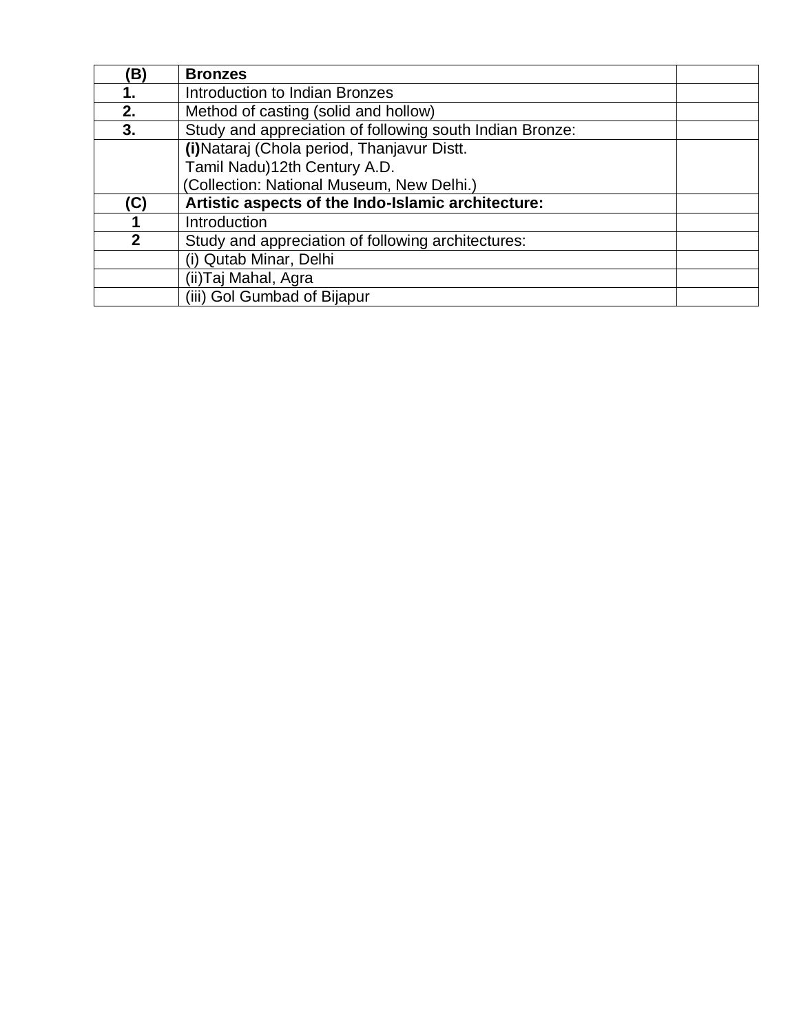| (B) | **Bronzes** | |
|---|---|---|
| **1.** | Introduction to Indian Bronzes | |
| **2.** | Method of casting (solid and hollow) | |
| **3.** | Study and appreciation of following south Indian Bronze: | |
| | **(i)** Nataraj (Chola period, Thanjavur Distt. Tamil Nadu)12th Century A.D. (Collection: National Museum, New Delhi.) | |
| **(C)** | **Artistic aspects of the Indo-Islamic architecture:** | |
| **1** | Introduction | |
| **2** | Study and appreciation of following architectures: | |
| | (i) Qutab Minar, Delhi | |
| | (ii)Taj Mahal, Agra | |
| | (iii) Gol Gumbad of Bijapur | |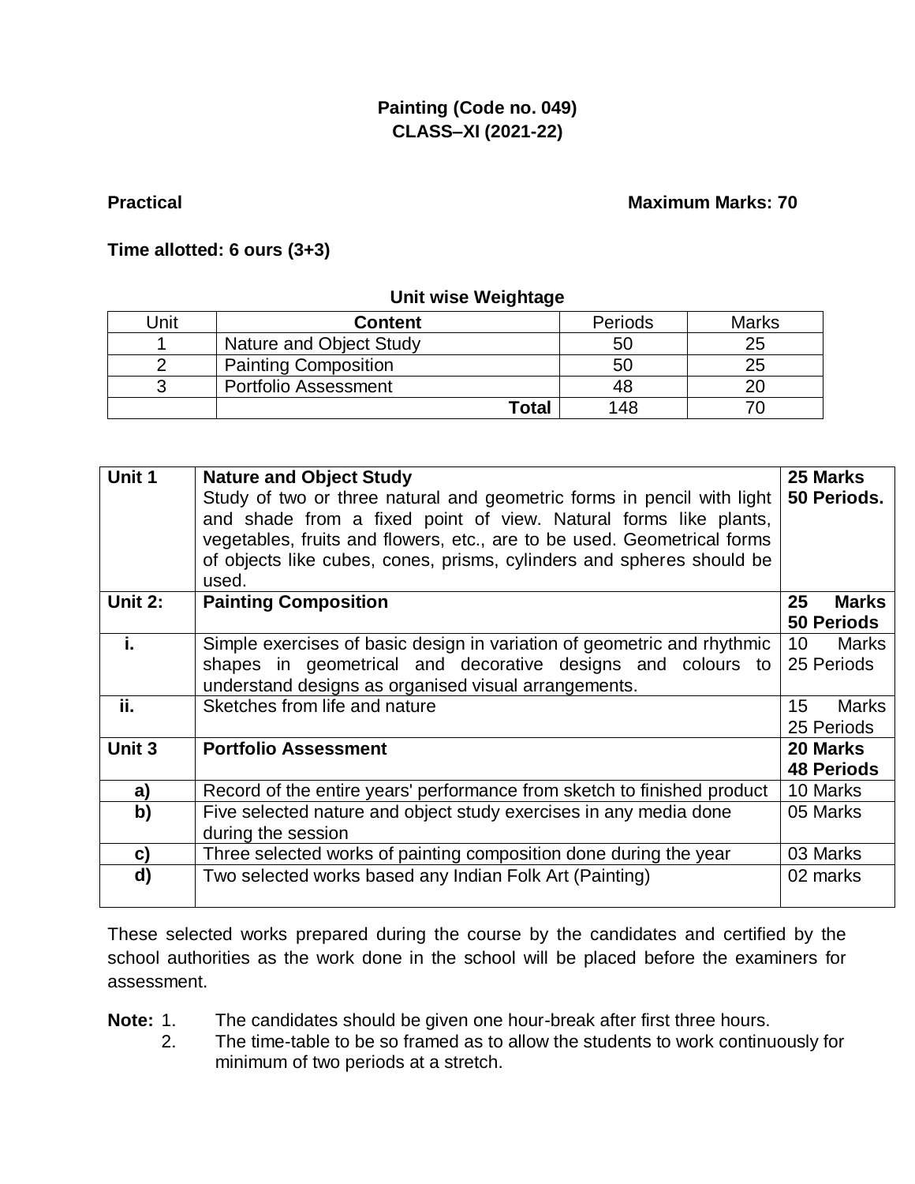# Painting (Code no. 049)
## CLASS–XI (2021-22)

**Practical** **Maximum Marks: 70**

**Time allotted: 6 ours (3+3)**

**Unit wise Weightage**

| Unit | Content | Periods | Marks |
|---|---|---|---|
| 1 | Nature and Object Study | 50 | 25 |
| 2 | Painting Composition | 50 | 25 |
| 3 | Portfolio Assessment | 48 | 20 |
| | **Total** | 148 | 70 |

| Unit | Content | Marks/Periods |
|---|---|---|
| **Unit 1** | **Nature and Object Study**<br>Study of two or three natural and geometric forms in pencil with light and shade from a fixed point of view. Natural forms like plants, vegetables, fruits and flowers, etc., are to be used. Geometrical forms of objects like cubes, cones, prisms, cylinders and spheres should be used. | **25 Marks**<br>**50 Periods.** |
| **Unit 2:** | **Painting Composition** | **25 Marks**<br>**50 Periods** |
| **i.** | Simple exercises of basic design in variation of geometric and rhythmic shapes in geometrical and decorative designs and colours to understand designs as organised visual arrangements. | 10 Marks<br>25 Periods |
| **ii.** | Sketches from life and nature | 15 Marks<br>25 Periods |
| **Unit 3** | **Portfolio Assessment** | **20 Marks**<br>**48 Periods** |
| **a)** | Record of the entire years' performance from sketch to finished product | 10 Marks |
| **b)** | Five selected nature and object study exercises in any media done during the session | 05 Marks |
| **c)** | Three selected works of painting composition done during the year | 03 Marks |
| **d)** | Two selected works based any Indian Folk Art (Painting) | 02 marks |

These selected works prepared during the course by the candidates and certified by the school authorities as the work done in the school will be placed before the examiners for assessment.

**Note:**
1. The candidates should be given one hour-break after first three hours.
2. The time-table to be so framed as to allow the students to work continuously for minimum of two periods at a stretch.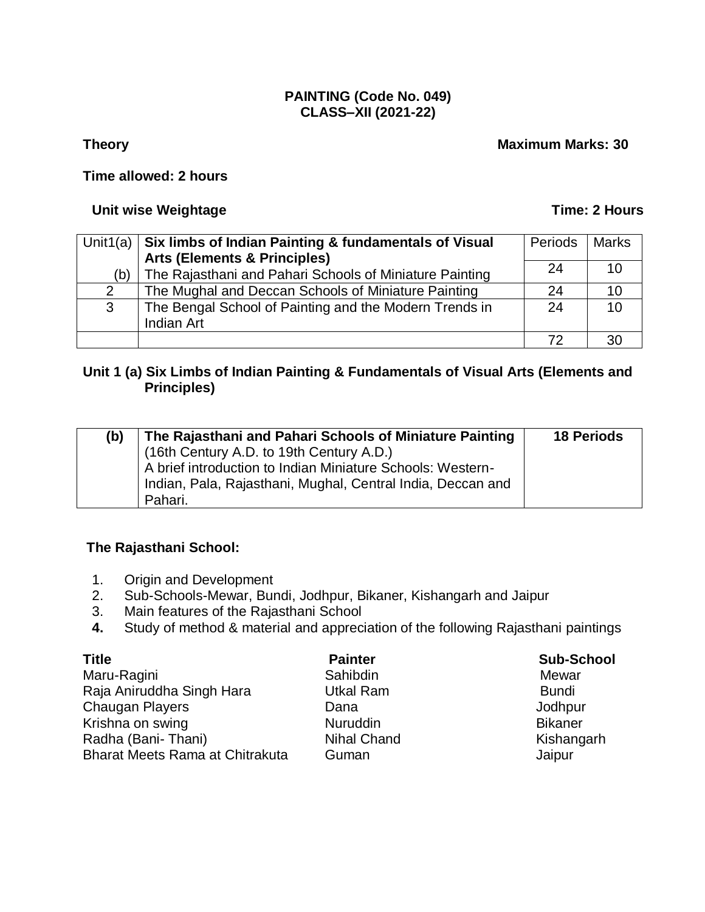**PAINTING (Code No. 049)**
**CLASS–XII (2021-22)**

**Theory** **Maximum Marks: 30**

**Time allowed: 2 hours**

**Unit wise Weightage** **Time: 2 Hours**

| Unit | | Periods | Marks |
|---|---|---|---|
| Unit1(a) | **Six limbs of Indian Painting & fundamentals of Visual Arts (Elements & Principles)** | | |
| (b) | The Rajasthani and Pahari Schools of Miniature Painting | 24 | 10 |
| 2 | The Mughal and Deccan Schools of Miniature Painting | 24 | 10 |
| 3 | The Bengal School of Painting and the Modern Trends in Indian Art | 24 | 10 |
| | | 72 | 30 |

**Unit 1 (a) Six Limbs of Indian Painting & Fundamentals of Visual Arts (Elements and Principles)**

| (b) | **The Rajasthani and Pahari Schools of Miniature Painting** (16th Century A.D. to 19th Century A.D.) A brief introduction to Indian Miniature Schools: Western-Indian, Pala, Rajasthani, Mughal, Central India, Deccan and Pahari. | **18 Periods** |
|---|---|---|

**The Rajasthani School:**

1. Origin and Development
2. Sub-Schools-Mewar, Bundi, Jodhpur, Bikaner, Kishangarh and Jaipur
3. Main features of the Rajasthani School
4. Study of method & material and appreciation of the following Rajasthani paintings

| **Title** | **Painter** | **Sub-School** |
|---|---|---|
| Maru-Ragini | Sahibdin | Mewar |
| Raja Aniruddha Singh Hara | Utkal Ram | Bundi |
| Chaugan Players | Dana | Jodhpur |
| Krishna on swing | Nuruddin | Bikaner |
| Radha (Bani- Thani) | Nihal Chand | Kishangarh |
| Bharat Meets Rama at Chitrakuta | Guman | Jaipur |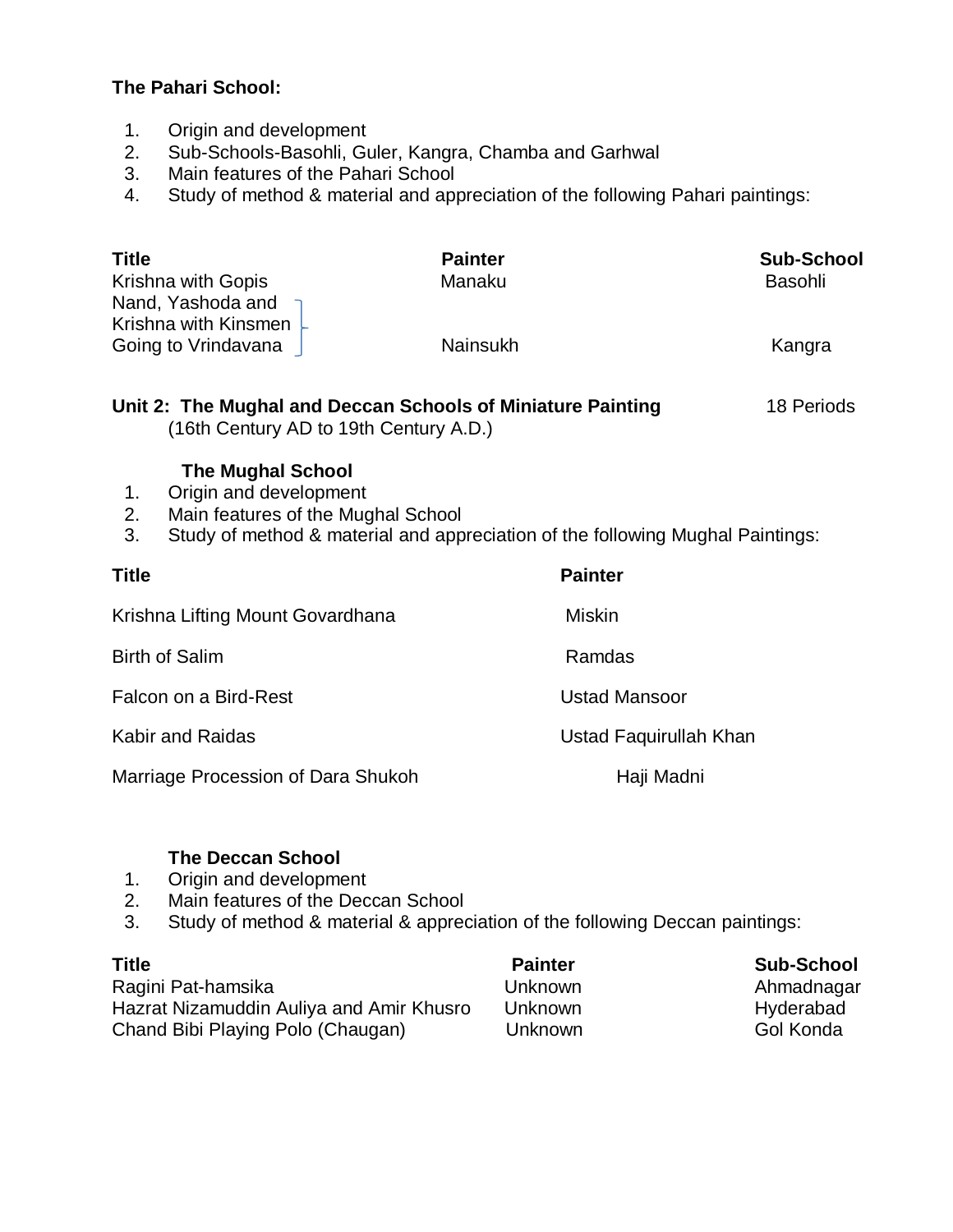**The Pahari School:**

1. Origin and development
2. Sub-Schools-Basohli, Guler, Kangra, Chamba and Garhwal
3. Main features of the Pahari School
4. Study of method & material and appreciation of the following Pahari paintings:

| Title | Painter | Sub-School |
|---|---|---|
| Krishna with Gopis | Manaku | Basohli |
| Nand, Yashoda and Krishna with Kinsmen Going to Vrindavana | Nainsukh | Kangra |

**Unit 2: The Mughal and Deccan Schools of Miniature Painting** 18 Periods
(16th Century AD to 19th Century A.D.)

**The Mughal School**

1. Origin and development
2. Main features of the Mughal School
3. Study of method & material and appreciation of the following Mughal Paintings:

| Title | Painter |
|---|---|
| Krishna Lifting Mount Govardhana | Miskin |
| Birth of Salim | Ramdas |
| Falcon on a Bird-Rest | Ustad Mansoor |
| Kabir and Raidas | Ustad Faquirullah Khan |
| Marriage Procession of Dara Shukoh | Haji Madni |

**The Deccan School**

1. Origin and development
2. Main features of the Deccan School
3. Study of method & material & appreciation of the following Deccan paintings:

| Title | Painter | Sub-School |
|---|---|---|
| Ragini Pat-hamsika | Unknown | Ahmadnagar |
| Hazrat Nizamuddin Auliya and Amir Khusro | Unknown | Hyderabad |
| Chand Bibi Playing Polo (Chaugan) | Unknown | Gol Konda |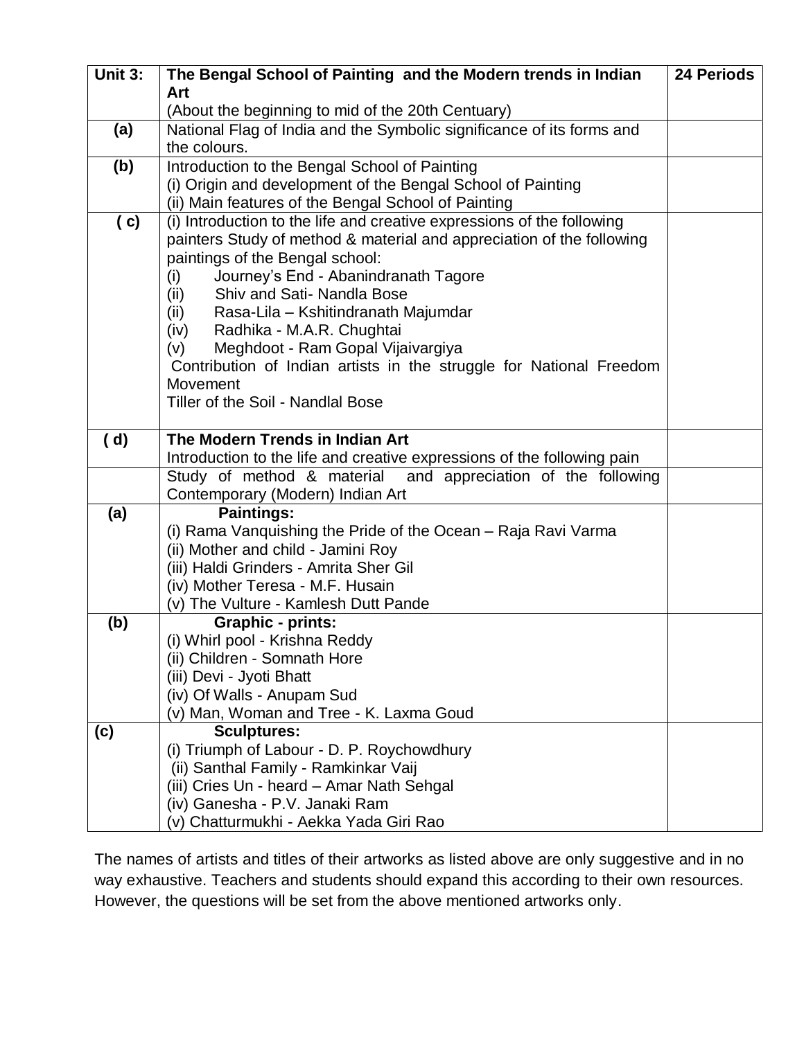| Unit 3: | **The Bengal School of Painting and the Modern trends in Indian Art**<br>(About the beginning to mid of the 20th Centuary) | **24 Periods** |
|---|---|---|
| **(a)** | National Flag of India and the Symbolic significance of its forms and the colours. | |
| **(b)** | Introduction to the Bengal School of Painting<br>(i) Origin and development of the Bengal School of Painting<br>(ii) Main features of the Bengal School of Painting | |
| **( c)** | (i) Introduction to the life and creative expressions of the following painters Study of method & material and appreciation of the following paintings of the Bengal school:<br>(i) Journey's End - Abanindranath Tagore<br>(ii) Shiv and Sati- Nandla Bose<br>(ii) Rasa-Lila – Kshitindranath Majumdar<br>(iv) Radhika - M.A.R. Chughtai<br>(v) Meghdoot - Ram Gopal Vijaivargiya<br>Contribution of Indian artists in the struggle for National Freedom Movement<br>Tiller of the Soil - Nandlal Bose | |
| **( d)** | **The Modern Trends in Indian Art**<br>Introduction to the life and creative expressions of the following pain | |
| | Study of method & material and appreciation of the following Contemporary (Modern) Indian Art | |
| **(a)** | **Paintings:**<br>(i) Rama Vanquishing the Pride of the Ocean – Raja Ravi Varma<br>(ii) Mother and child - Jamini Roy<br>(iii) Haldi Grinders - Amrita Sher Gil<br>(iv) Mother Teresa - M.F. Husain<br>(v) The Vulture - Kamlesh Dutt Pande | |
| **(b)** | **Graphic - prints:**<br>(i) Whirl pool - Krishna Reddy<br>(ii) Children - Somnath Hore<br>(iii) Devi - Jyoti Bhatt<br>(iv) Of Walls - Anupam Sud<br>(v) Man, Woman and Tree - K. Laxma Goud | |
| **(c)** | **Sculptures:**<br>(i) Triumph of Labour - D. P. Roychowdhury<br>(ii) Santhal Family - Ramkinkar Vaij<br>(iii) Cries Un - heard – Amar Nath Sehgal<br>(iv) Ganesha - P.V. Janaki Ram<br>(v) Chatturmukhi - Aekka Yada Giri Rao | |

The names of artists and titles of their artworks as listed above are only suggestive and in no way exhaustive. Teachers and students should expand this according to their own resources. However, the questions will be set from the above mentioned artworks only.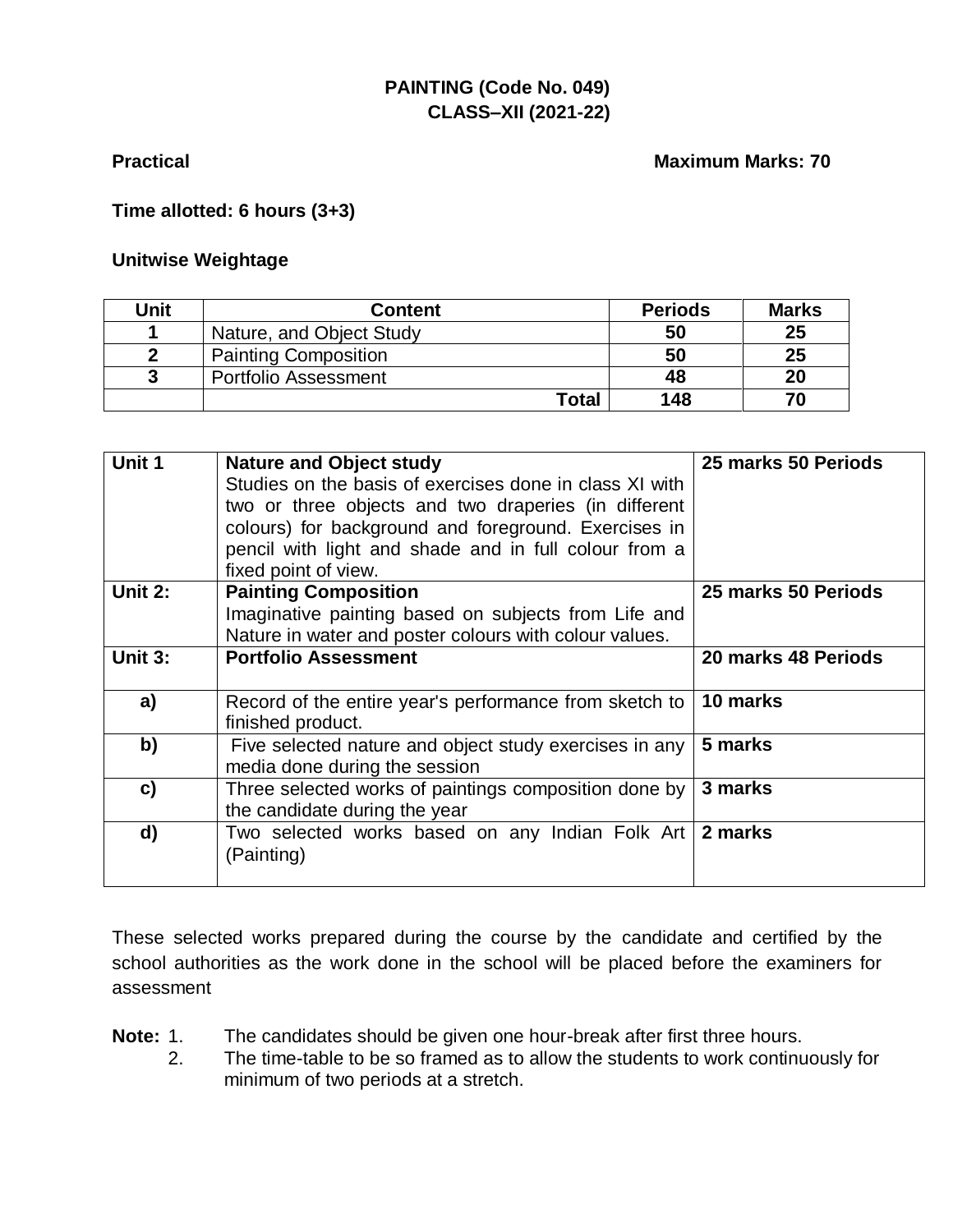# PAINTING (Code No. 049)
## CLASS–XII (2021-22)

**Practical** **Maximum Marks: 70**

**Time allotted: 6 hours (3+3)**

**Unitwise Weightage**

| Unit | Content | Periods | Marks |
|---|---|---|---|
| 1 | Nature, and Object Study | 50 | 25 |
| 2 | Painting Composition | 50 | 25 |
| 3 | Portfolio Assessment | 48 | 20 |
| | **Total** | 148 | 70 |

| | | |
|---|---|---|
| **Unit 1** | **Nature and Object study**<br>Studies on the basis of exercises done in class XI with two or three objects and two draperies (in different colours) for background and foreground. Exercises in pencil with light and shade and in full colour from a fixed point of view. | **25 marks 50 Periods** |
| **Unit 2:** | **Painting Composition**<br>Imaginative painting based on subjects from Life and Nature in water and poster colours with colour values. | **25 marks 50 Periods** |
| **Unit 3:** | **Portfolio Assessment** | **20 marks 48 Periods** |
| **a)** | Record of the entire year's performance from sketch to finished product. | **10 marks** |
| **b)** | Five selected nature and object study exercises in any media done during the session | **5 marks** |
| **c)** | Three selected works of paintings composition done by the candidate during the year | **3 marks** |
| **d)** | Two selected works based on any Indian Folk Art (Painting) | **2 marks** |

These selected works prepared during the course by the candidate and certified by the school authorities as the work done in the school will be placed before the examiners for assessment

**Note:**
1. The candidates should be given one hour-break after first three hours.
2. The time-table to be so framed as to allow the students to work continuously for minimum of two periods at a stretch.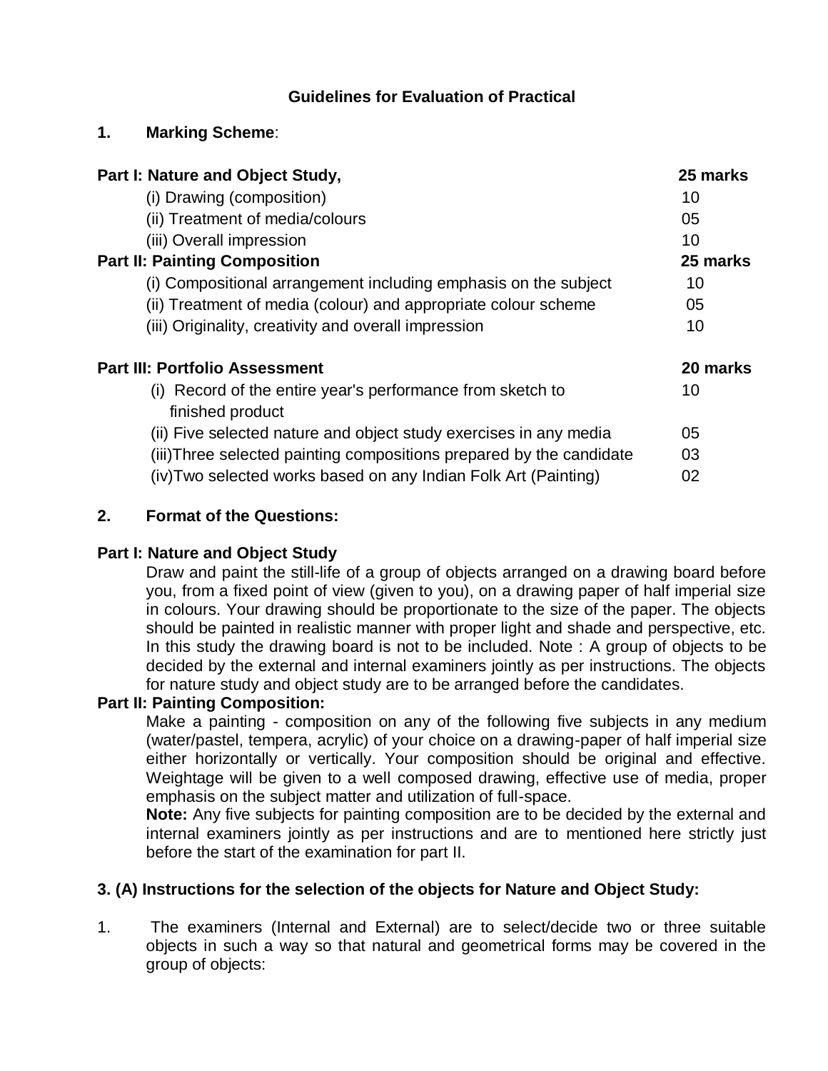## Guidelines for Evaluation of Practical

### 1. Marking Scheme:

| | |
|---|---|
| **Part I: Nature and Object Study,** | **25 marks** |
| (i) Drawing (composition) | 10 |
| (ii) Treatment of media/colours | 05 |
| (iii) Overall impression | 10 |
| **Part II: Painting Composition** | **25 marks** |
| (i) Compositional arrangement including emphasis on the subject | 10 |
| (ii) Treatment of media (colour) and appropriate colour scheme | 05 |
| (iii) Originality, creativity and overall impression | 10 |
| **Part III: Portfolio Assessment** | **20 marks** |
| (i) Record of the entire year's performance from sketch to finished product | 10 |
| (ii) Five selected nature and object study exercises in any media | 05 |
| (iii)Three selected painting compositions prepared by the candidate | 03 |
| (iv)Two selected works based on any Indian Folk Art (Painting) | 02 |

### 2. Format of the Questions:

**Part I: Nature and Object Study**

Draw and paint the still-life of a group of objects arranged on a drawing board before you, from a fixed point of view (given to you), on a drawing paper of half imperial size in colours. Your drawing should be proportionate to the size of the paper. The objects should be painted in realistic manner with proper light and shade and perspective, etc. In this study the drawing board is not to be included. Note : A group of objects to be decided by the external and internal examiners jointly as per instructions. The objects for nature study and object study are to be arranged before the candidates.

**Part II: Painting Composition:**

Make a painting - composition on any of the following five subjects in any medium (water/pastel, tempera, acrylic) of your choice on a drawing-paper of half imperial size either horizontally or vertically. Your composition should be original and effective. Weightage will be given to a well composed drawing, effective use of media, proper emphasis on the subject matter and utilization of full-space.

**Note:** Any five subjects for painting composition are to be decided by the external and internal examiners jointly as per instructions and are to mentioned here strictly just before the start of the examination for part II.

### 3. (A) Instructions for the selection of the objects for Nature and Object Study:

1. The examiners (Internal and External) are to select/decide two or three suitable objects in such a way so that natural and geometrical forms may be covered in the group of objects: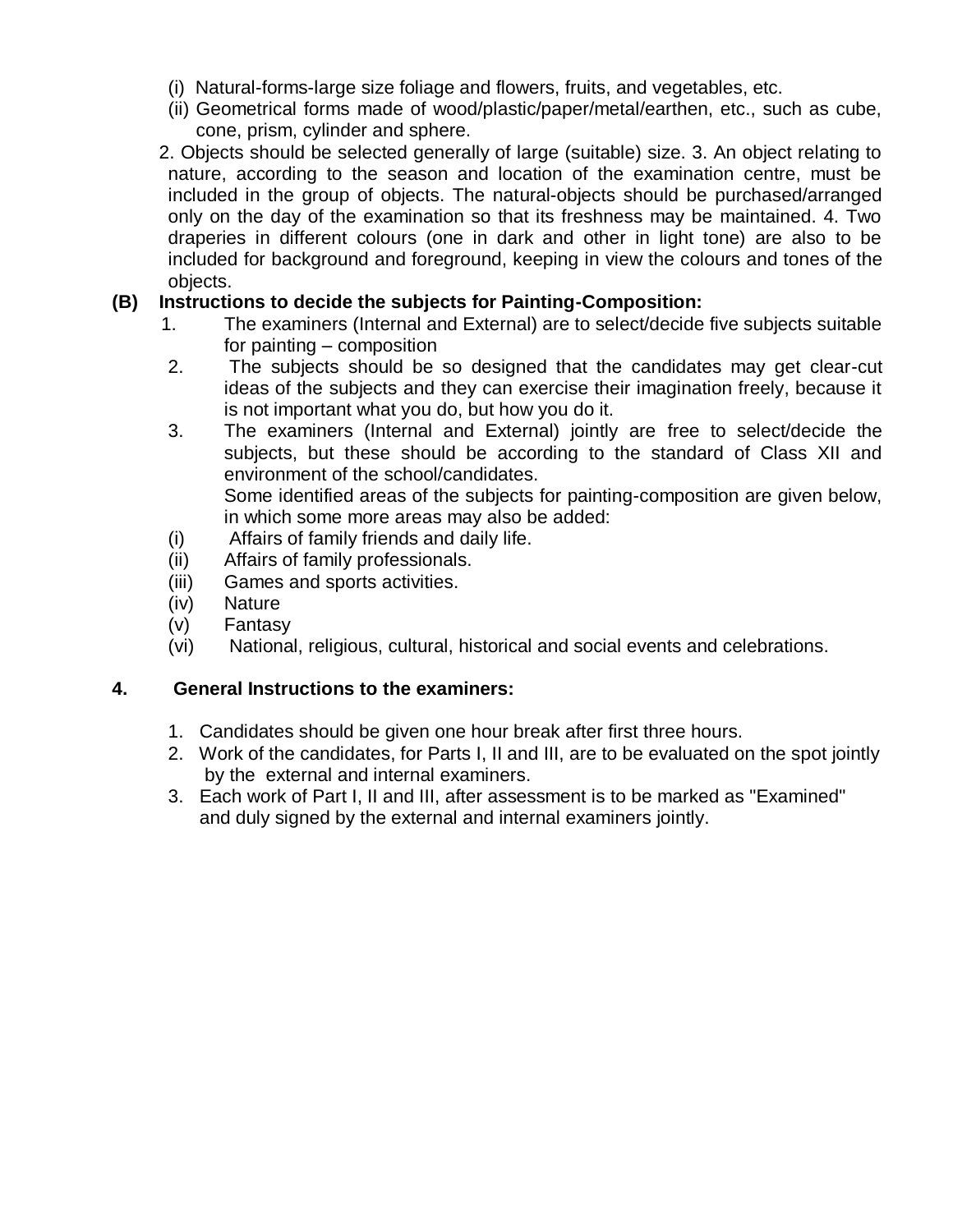(i) Natural-forms-large size foliage and flowers, fruits, and vegetables, etc.

(ii) Geometrical forms made of wood/plastic/paper/metal/earthen, etc., such as cube, cone, prism, cylinder and sphere.

2. Objects should be selected generally of large (suitable) size. 3. An object relating to nature, according to the season and location of the examination centre, must be included in the group of objects. The natural-objects should be purchased/arranged only on the day of the examination so that its freshness may be maintained. 4. Two draperies in different colours (one in dark and other in light tone) are also to be included for background and foreground, keeping in view the colours and tones of the objects.

**(B) Instructions to decide the subjects for Painting-Composition:**

1. The examiners (Internal and External) are to select/decide five subjects suitable for painting – composition
2. The subjects should be so designed that the candidates may get clear-cut ideas of the subjects and they can exercise their imagination freely, because it is not important what you do, but how you do it.
3. The examiners (Internal and External) jointly are free to select/decide the subjects, but these should be according to the standard of Class XII and environment of the school/candidates.

   Some identified areas of the subjects for painting-composition are given below, in which some more areas may also be added:

(i) Affairs of family friends and daily life.

(ii) Affairs of family professionals.

(iii) Games and sports activities.

(iv) Nature

(v) Fantasy

(vi) National, religious, cultural, historical and social events and celebrations.

**4. General Instructions to the examiners:**

1. Candidates should be given one hour break after first three hours.
2. Work of the candidates, for Parts I, II and III, are to be evaluated on the spot jointly by the external and internal examiners.
3. Each work of Part I, II and III, after assessment is to be marked as "Examined" and duly signed by the external and internal examiners jointly.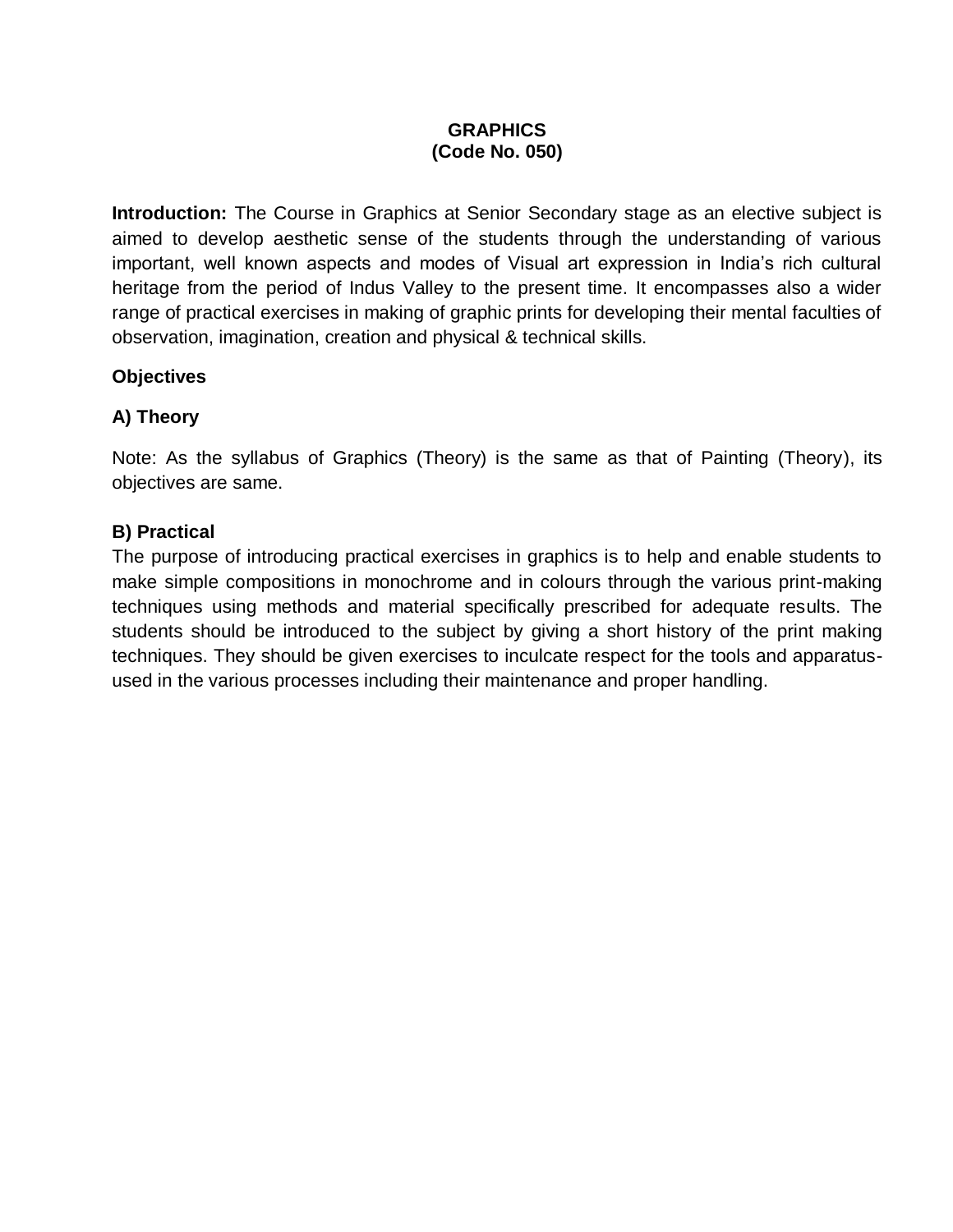# GRAPHICS
## (Code No. 050)

**Introduction:** The Course in Graphics at Senior Secondary stage as an elective subject is aimed to develop aesthetic sense of the students through the understanding of various important, well known aspects and modes of Visual art expression in India's rich cultural heritage from the period of Indus Valley to the present time. It encompasses also a wider range of practical exercises in making of graphic prints for developing their mental faculties of observation, imagination, creation and physical & technical skills.

**Objectives**

**A) Theory**

Note: As the syllabus of Graphics (Theory) is the same as that of Painting (Theory), its objectives are same.

**B) Practical**

The purpose of introducing practical exercises in graphics is to help and enable students to make simple compositions in monochrome and in colours through the various print-making techniques using methods and material specifically prescribed for adequate results. The students should be introduced to the subject by giving a short history of the print making techniques. They should be given exercises to inculcate respect for the tools and apparatus-used in the various processes including their maintenance and proper handling.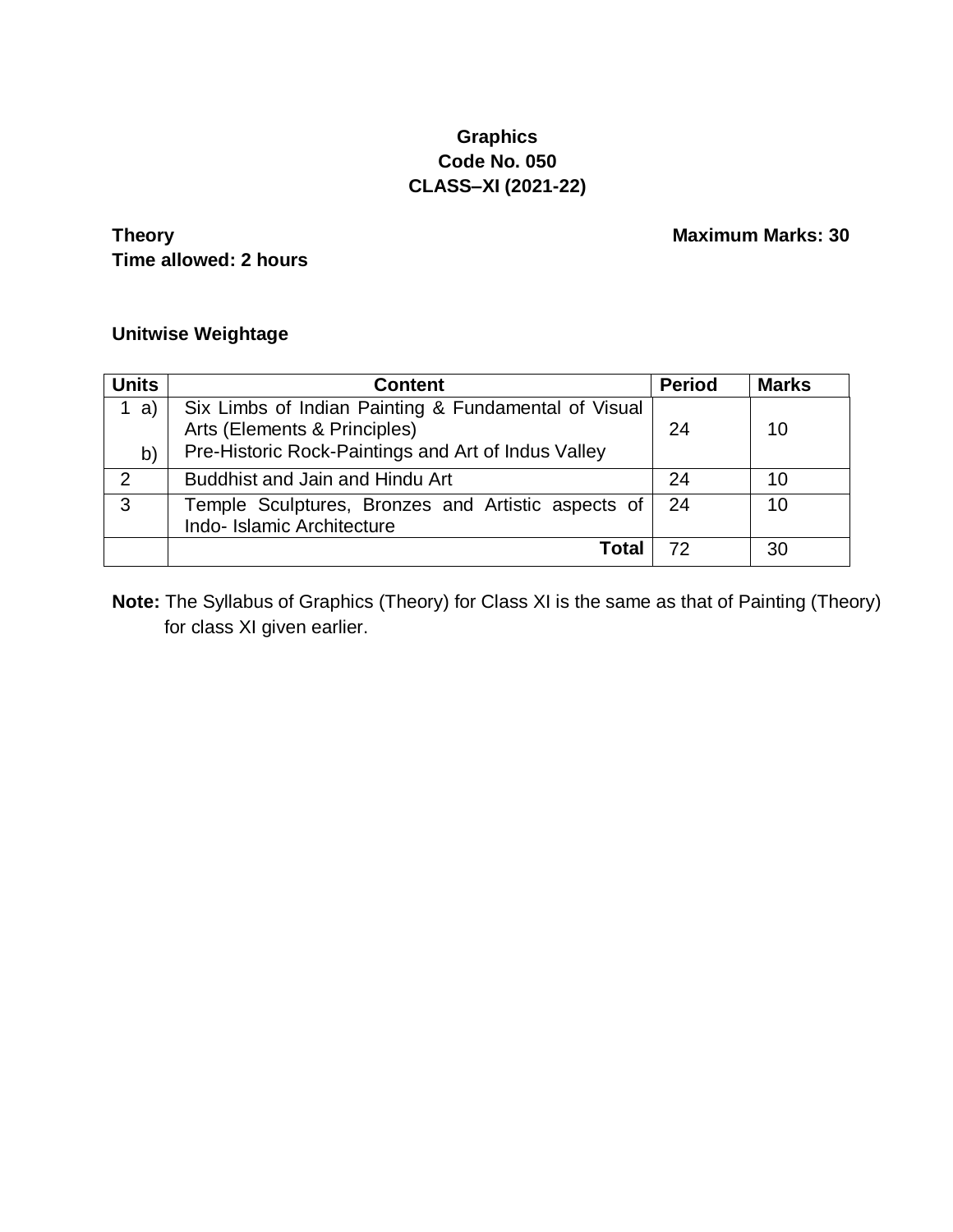# Graphics
## Code No. 050
## CLASS–XI (2021-22)

**Theory** **Maximum Marks: 30**

**Time allowed: 2 hours**

**Unitwise Weightage**

| Units | Content | Period | Marks |
|---|---|---|---|
| 1 a)<br>b) | Six Limbs of Indian Painting & Fundamental of Visual Arts (Elements & Principles)<br>Pre-Historic Rock-Paintings and Art of Indus Valley | 24 | 10 |
| 2 | Buddhist and Jain and Hindu Art | 24 | 10 |
| 3 | Temple Sculptures, Bronzes and Artistic aspects of Indo- Islamic Architecture | 24 | 10 |
| | **Total** | 72 | 30 |

**Note:** The Syllabus of Graphics (Theory) for Class XI is the same as that of Painting (Theory) for class XI given earlier.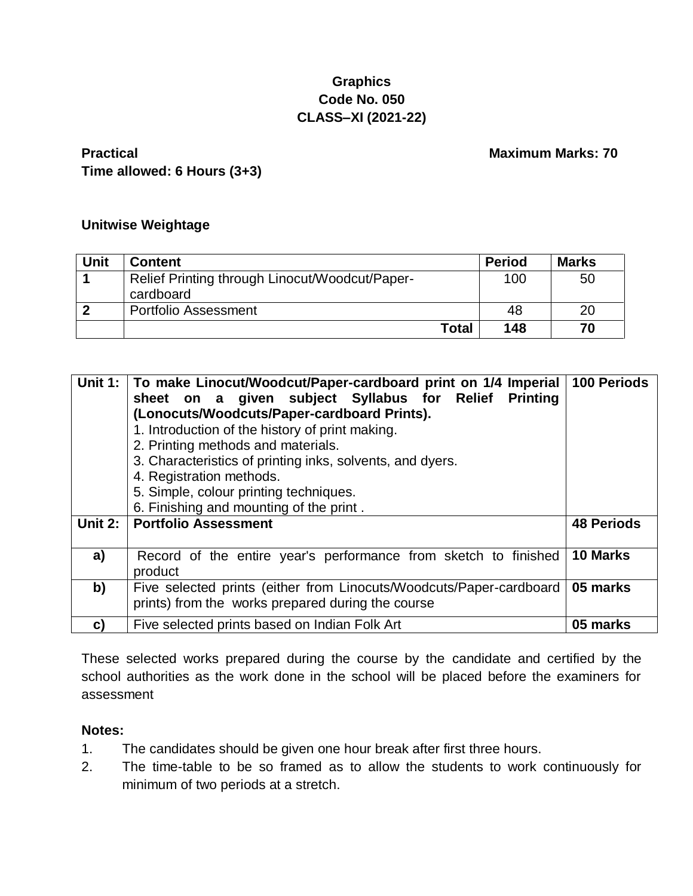**Graphics**
**Code No. 050**
**CLASS–XI (2021-22)**

**Practical** **Maximum Marks: 70**
**Time allowed: 6 Hours (3+3)**

**Unitwise Weightage**

| Unit | Content | Period | Marks |
|---|---|---|---|
| **1** | Relief Printing through Linocut/Woodcut/Paper-cardboard | 100 | 50 |
| **2** | Portfolio Assessment | 48 | 20 |
| | **Total** | **148** | **70** |

| | | |
|---|---|---|
| **Unit 1:** | **To make Linocut/Woodcut/Paper-cardboard print on 1/4 Imperial sheet on a given subject Syllabus for Relief Printing (Lonocuts/Woodcuts/Paper-cardboard Prints).**<br>1. Introduction of the history of print making.<br>2. Printing methods and materials.<br>3. Characteristics of printing inks, solvents, and dyers.<br>4. Registration methods.<br>5. Simple, colour printing techniques.<br>6. Finishing and mounting of the print . | **100 Periods** |
| **Unit 2:** | **Portfolio Assessment** | **48 Periods** |
| **a)** | Record of the entire year's performance from sketch to finished product | **10 Marks** |
| **b)** | Five selected prints (either from Linocuts/Woodcuts/Paper-cardboard prints) from the works prepared during the course | **05 marks** |
| **c)** | Five selected prints based on Indian Folk Art | **05 marks** |

These selected works prepared during the course by the candidate and certified by the school authorities as the work done in the school will be placed before the examiners for assessment

**Notes:**

1. The candidates should be given one hour break after first three hours.
2. The time-table to be so framed as to allow the students to work continuously for minimum of two periods at a stretch.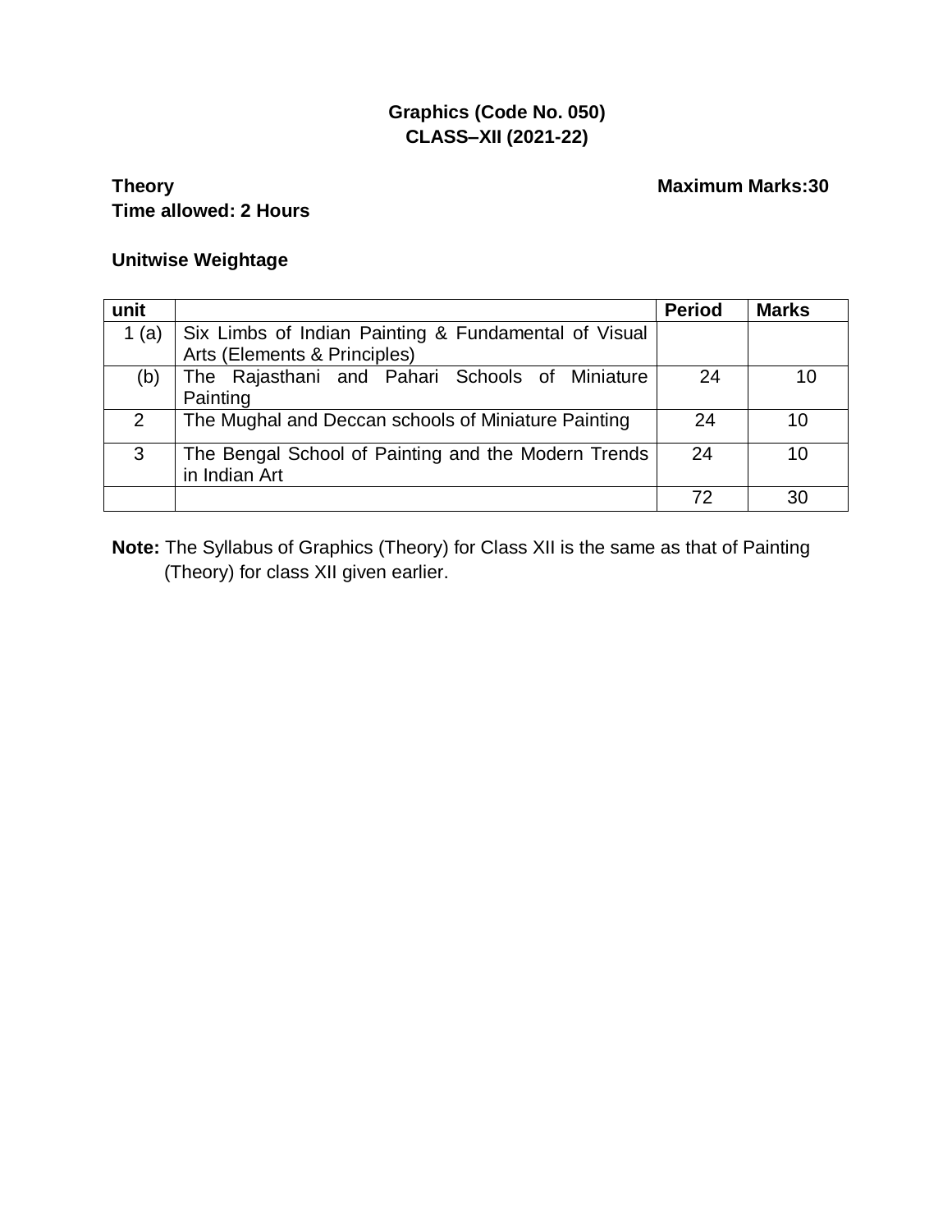# Graphics (Code No. 050)
## CLASS–XII (2021-22)

**Theory** **Maximum Marks:30**

**Time allowed: 2 Hours**

**Unitwise Weightage**

| unit | | Period | Marks |
|---|---|---|---|
| 1 (a) | Six Limbs of Indian Painting & Fundamental of Visual Arts (Elements & Principles) | | |
| (b) | The Rajasthani and Pahari Schools of Miniature Painting | 24 | 10 |
| 2 | The Mughal and Deccan schools of Miniature Painting | 24 | 10 |
| 3 | The Bengal School of Painting and the Modern Trends in Indian Art | 24 | 10 |
| | | 72 | 30 |

**Note:** The Syllabus of Graphics (Theory) for Class XII is the same as that of Painting (Theory) for class XII given earlier.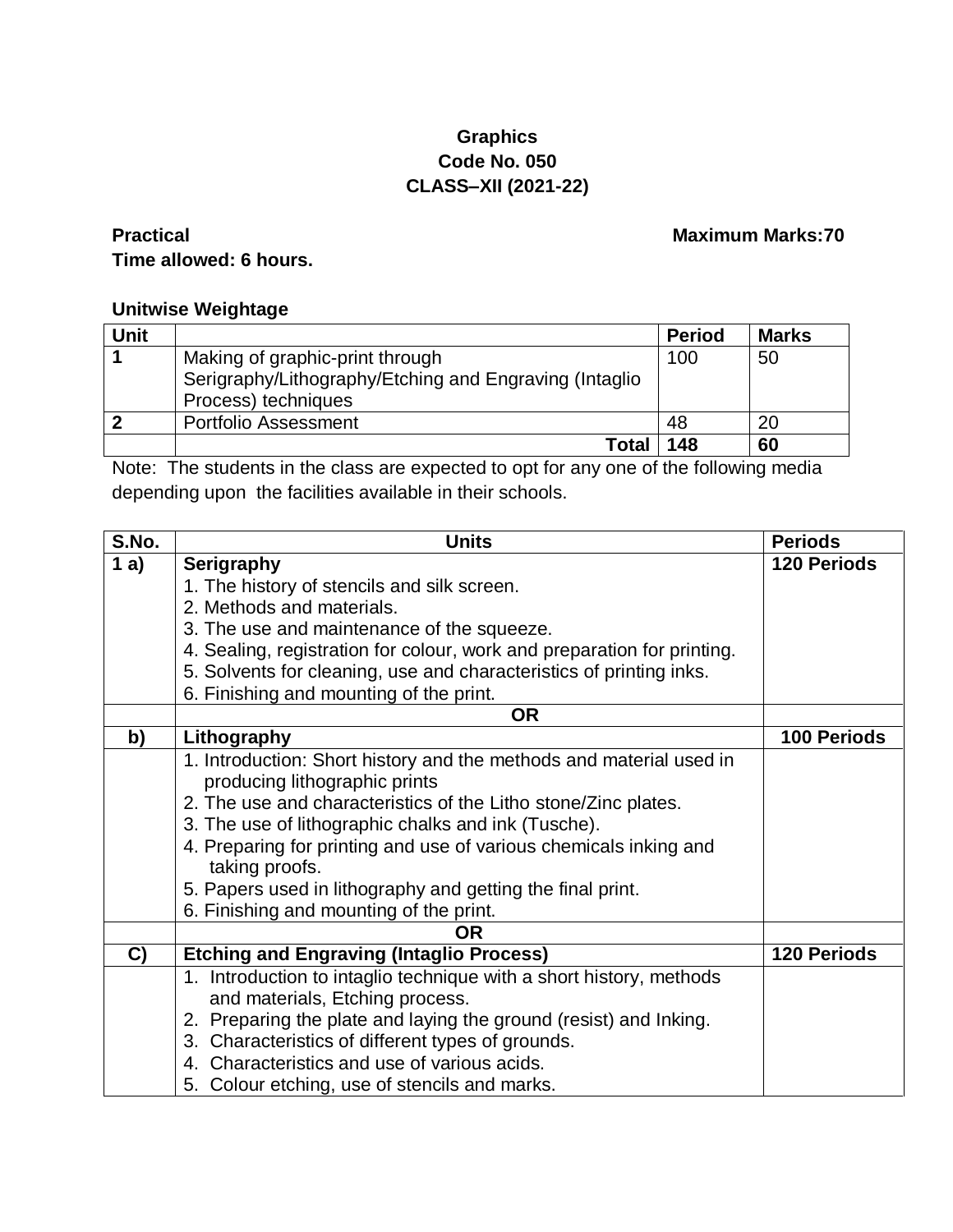**Graphics**
**Code No. 050**
**CLASS–XII (2021-22)**

**Practical** **Maximum Marks:70**

**Time allowed: 6 hours.**

**Unitwise Weightage**

| Unit | | Period | Marks |
|---|---|---|---|
| **1** | Making of graphic-print through Serigraphy/Lithography/Etching and Engraving (Intaglio Process) techniques | 100 | 50 |
| **2** | Portfolio Assessment | 48 | 20 |
| | **Total** | **148** | **60** |

Note: The students in the class are expected to opt for any one of the following media depending upon the facilities available in their schools.

| S.No. | Units | Periods |
|---|---|---|
| **1 a)** | **Serigraphy**<br>1. The history of stencils and silk screen.<br>2. Methods and materials.<br>3. The use and maintenance of the squeeze.<br>4. Sealing, registration for colour, work and preparation for printing.<br>5. Solvents for cleaning, use and characteristics of printing inks.<br>6. Finishing and mounting of the print. | **120 Periods** |
| | **OR** | |
| **b)** | **Lithography** | **100 Periods** |
| | 1. Introduction: Short history and the methods and material used in producing lithographic prints<br>2. The use and characteristics of the Litho stone/Zinc plates.<br>3. The use of lithographic chalks and ink (Tusche).<br>4. Preparing for printing and use of various chemicals inking and taking proofs.<br>5. Papers used in lithography and getting the final print.<br>6. Finishing and mounting of the print. | |
| | **OR** | |
| **C)** | **Etching and Engraving (Intaglio Process)** | **120 Periods** |
| | 1. Introduction to intaglio technique with a short history, methods and materials, Etching process.<br>2. Preparing the plate and laying the ground (resist) and Inking.<br>3. Characteristics of different types of grounds.<br>4. Characteristics and use of various acids.<br>5. Colour etching, use of stencils and marks. | |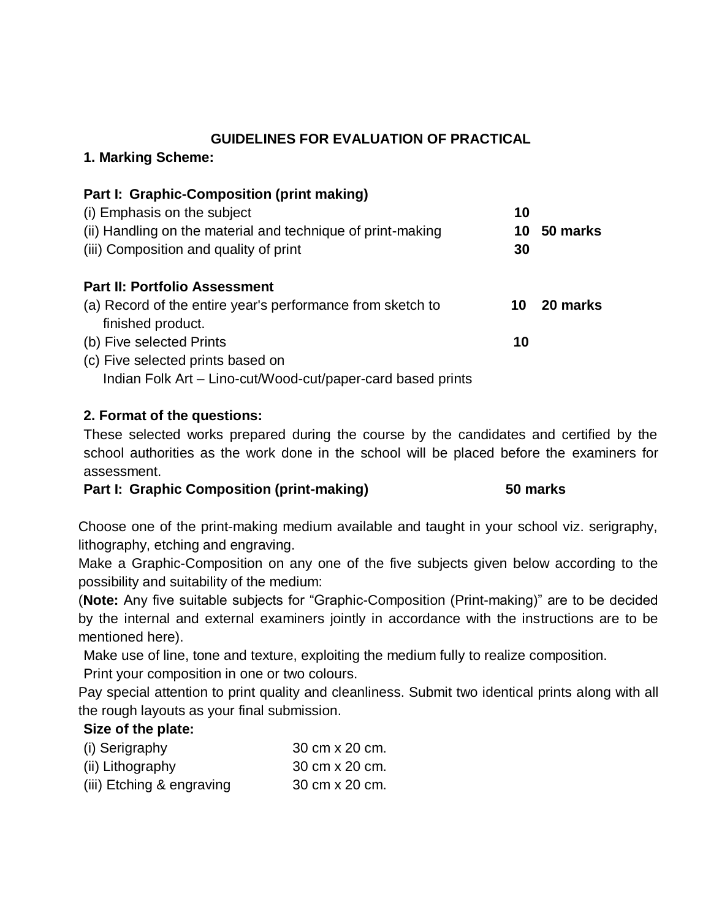## GUIDELINES FOR EVALUATION OF PRACTICAL

### 1. Marking Scheme:

**Part I: Graphic-Composition (print making)**

| | | |
|---|---|---|
| (i) Emphasis on the subject | **10** | |
| (ii) Handling on the material and technique of print-making | **10** | **50 marks** |
| (iii) Composition and quality of print | **30** | |

**Part II: Portfolio Assessment**

| | | |
|---|---|---|
| (a) Record of the entire year's performance from sketch to finished product. | **10** | **20 marks** |
| (b) Five selected Prints | **10** | |
| (c) Five selected prints based on Indian Folk Art – Lino-cut/Wood-cut/paper-card based prints | | |

### 2. Format of the questions:

These selected works prepared during the course by the candidates and certified by the school authorities as the work done in the school will be placed before the examiners for assessment.

**Part I: Graphic Composition (print-making)** **50 marks**

Choose one of the print-making medium available and taught in your school viz. serigraphy, lithography, etching and engraving.

Make a Graphic-Composition on any one of the five subjects given below according to the possibility and suitability of the medium:

(**Note:** Any five suitable subjects for "Graphic-Composition (Print-making)" are to be decided by the internal and external examiners jointly in accordance with the instructions are to be mentioned here).

Make use of line, tone and texture, exploiting the medium fully to realize composition.

Print your composition in one or two colours.

Pay special attention to print quality and cleanliness. Submit two identical prints along with all the rough layouts as your final submission.

**Size of the plate:**

| | |
|---|---|
| (i) Serigraphy | 30 cm x 20 cm. |
| (ii) Lithography | 30 cm x 20 cm. |
| (iii) Etching & engraving | 30 cm x 20 cm. |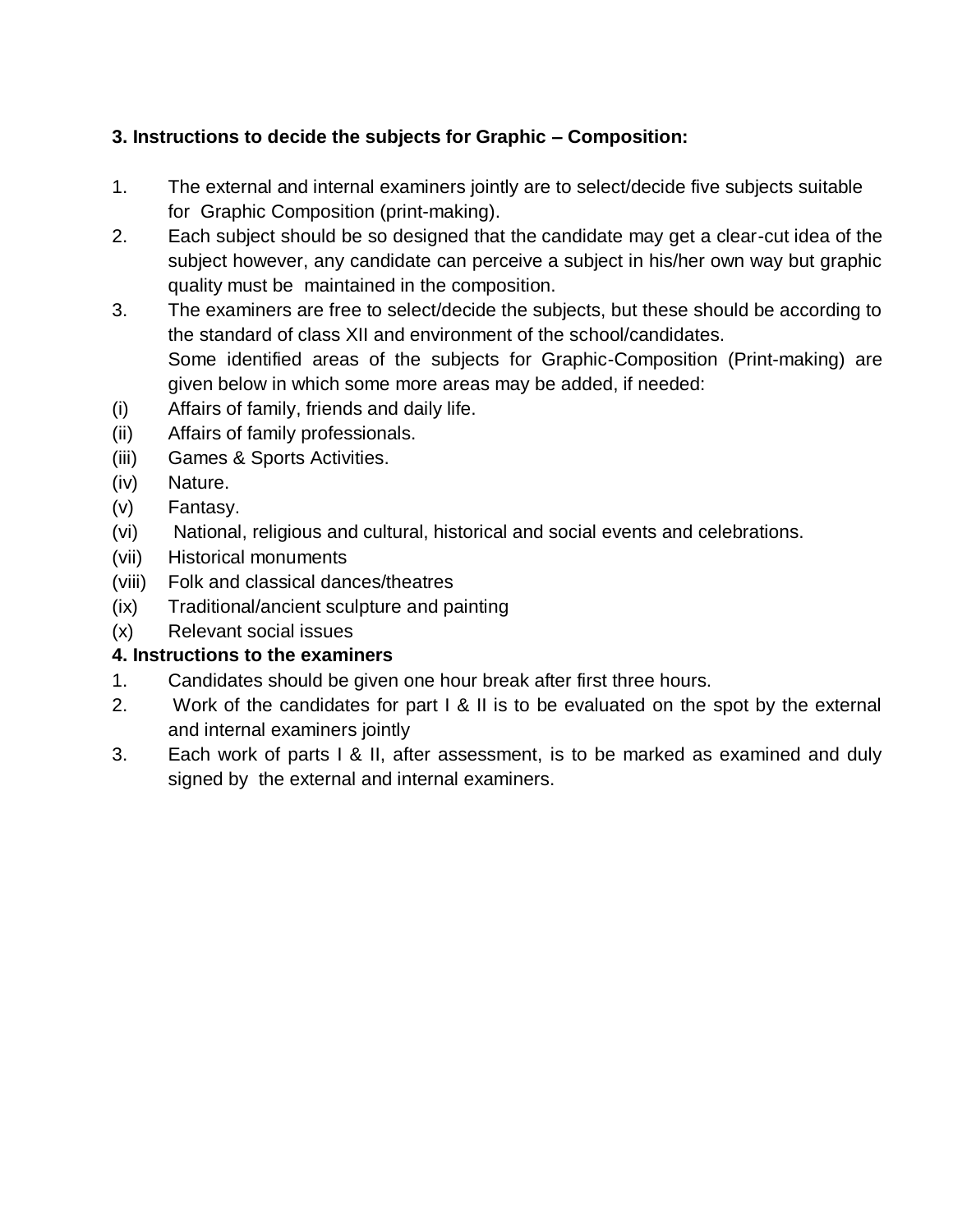### 3. Instructions to decide the subjects for Graphic – Composition:

1. The external and internal examiners jointly are to select/decide five subjects suitable for Graphic Composition (print-making).
2. Each subject should be so designed that the candidate may get a clear-cut idea of the subject however, any candidate can perceive a subject in his/her own way but graphic quality must be maintained in the composition.
3. The examiners are free to select/decide the subjects, but these should be according to the standard of class XII and environment of the school/candidates.

   Some identified areas of the subjects for Graphic-Composition (Print-making) are given below in which some more areas may be added, if needed:

(i) Affairs of family, friends and daily life.
(ii) Affairs of family professionals.
(iii) Games & Sports Activities.
(iv) Nature.
(v) Fantasy.
(vi) National, religious and cultural, historical and social events and celebrations.
(vii) Historical monuments
(viii) Folk and classical dances/theatres
(ix) Traditional/ancient sculpture and painting
(x) Relevant social issues

### 4. Instructions to the examiners

1. Candidates should be given one hour break after first three hours.
2. Work of the candidates for part I & II is to be evaluated on the spot by the external and internal examiners jointly
3. Each work of parts I & II, after assessment, is to be marked as examined and duly signed by the external and internal examiners.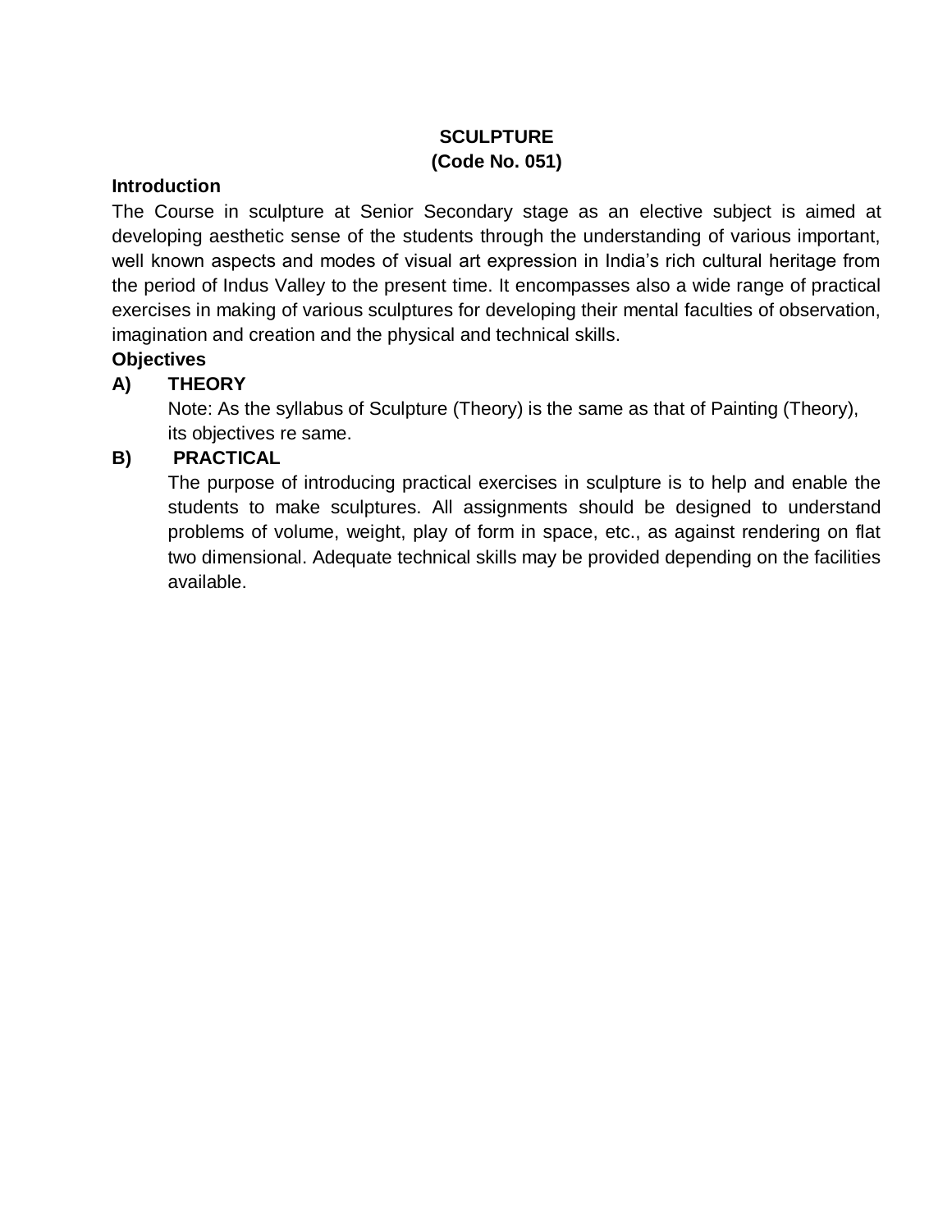# SCULPTURE
## (Code No. 051)

**Introduction**

The Course in sculpture at Senior Secondary stage as an elective subject is aimed at developing aesthetic sense of the students through the understanding of various important, well known aspects and modes of visual art expression in India's rich cultural heritage from the period of Indus Valley to the present time. It encompasses also a wide range of practical exercises in making of various sculptures for developing their mental faculties of observation, imagination and creation and the physical and technical skills.

**Objectives**

**A) THEORY**

Note: As the syllabus of Sculpture (Theory) is the same as that of Painting (Theory), its objectives re same.

**B) PRACTICAL**

The purpose of introducing practical exercises in sculpture is to help and enable the students to make sculptures. All assignments should be designed to understand problems of volume, weight, play of form in space, etc., as against rendering on flat two dimensional. Adequate technical skills may be provided depending on the facilities available.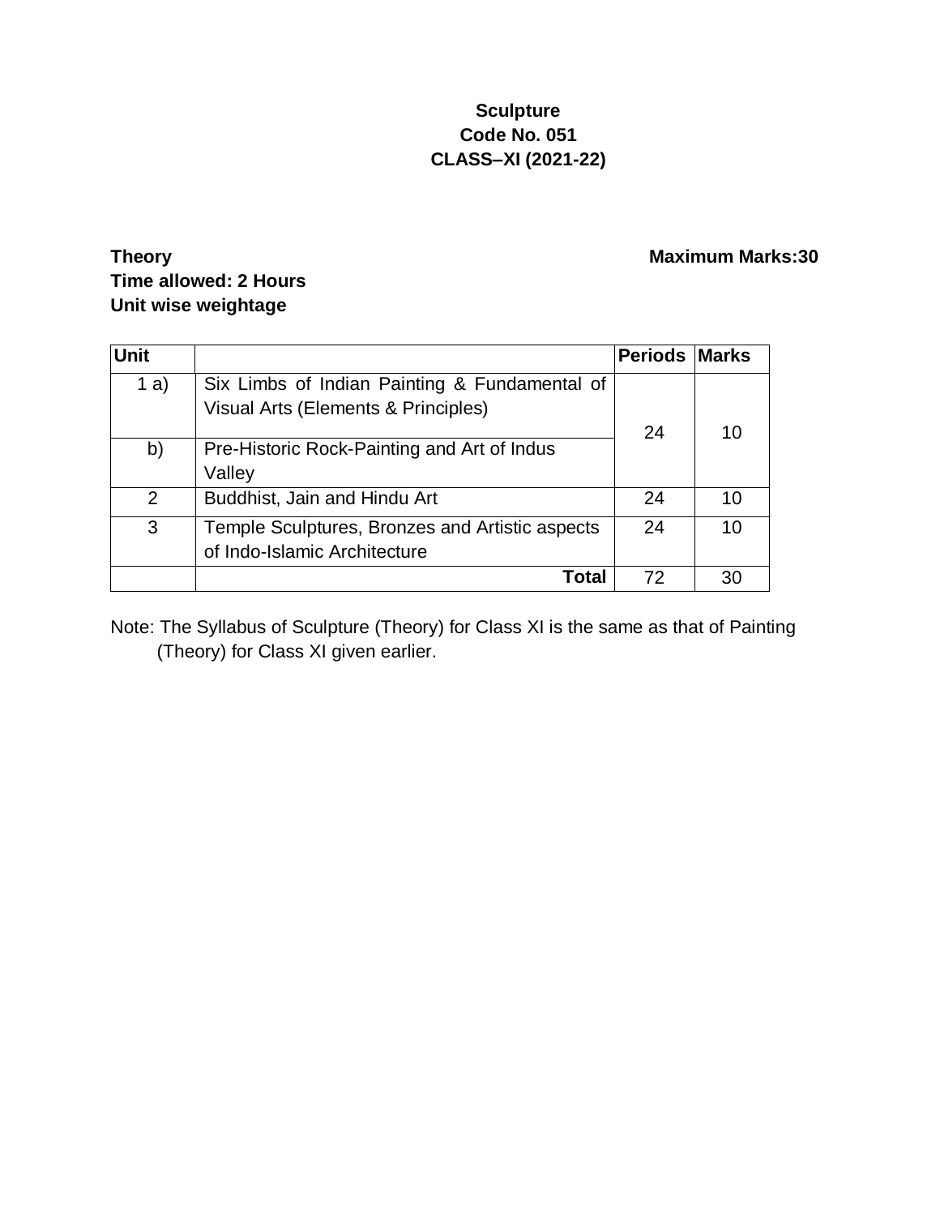**Sculpture**
**Code No. 051**
**CLASS–XI (2021-22)**

**Theory** **Maximum Marks:30**
**Time allowed: 2 Hours**
**Unit wise weightage**

| Unit | | Periods | Marks |
|---|---|---|---|
| 1 a) | Six Limbs of Indian Painting & Fundamental of Visual Arts (Elements & Principles) | 24 | 10 |
| b) | Pre-Historic Rock-Painting and Art of Indus Valley | | |
| 2 | Buddhist, Jain and Hindu Art | 24 | 10 |
| 3 | Temple Sculptures, Bronzes and Artistic aspects of Indo-Islamic Architecture | 24 | 10 |
| | **Total** | 72 | 30 |

Note: The Syllabus of Sculpture (Theory) for Class XI is the same as that of Painting (Theory) for Class XI given earlier.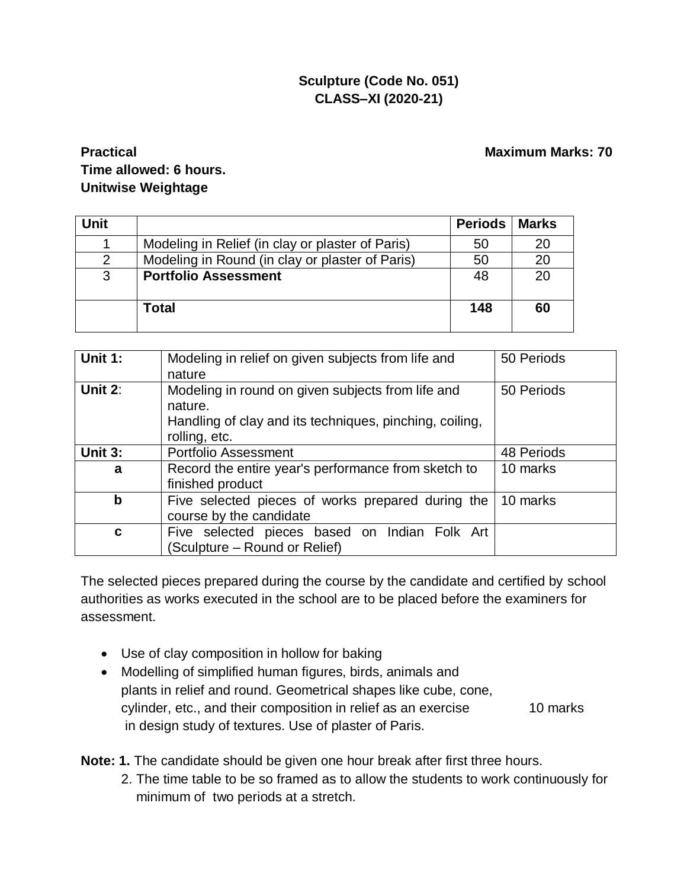**Sculpture (Code No. 051)**
**CLASS–XI (2020-21)**

**Practical** **Maximum Marks: 70**
**Time allowed: 6 hours.**
**Unitwise Weightage**

| Unit | | Periods | Marks |
|---|---|---|---|
| 1 | Modeling in Relief (in clay or plaster of Paris) | 50 | 20 |
| 2 | Modeling in Round (in clay or plaster of Paris) | 50 | 20 |
| 3 | **Portfolio Assessment** | 48 | 20 |
| | **Total** | **148** | **60** |

| | | |
|---|---|---|
| **Unit 1:** | Modeling in relief on given subjects from life and nature | 50 Periods |
| **Unit 2**: | Modeling in round on given subjects from life and nature.<br>Handling of clay and its techniques, pinching, coiling, rolling, etc. | 50 Periods |
| **Unit 3:** | Portfolio Assessment | 48 Periods |
| **a** | Record the entire year's performance from sketch to finished product | 10 marks |
| **b** | Five selected pieces of works prepared during the course by the candidate | 10 marks |
| **c** | Five selected pieces based on Indian Folk Art (Sculpture – Round or Relief) | |

The selected pieces prepared during the course by the candidate and certified by school authorities as works executed in the school are to be placed before the examiners for assessment.

- Use of clay composition in hollow for baking
- Modelling of simplified human figures, birds, animals and plants in relief and round. Geometrical shapes like cube, cone, cylinder, etc., and their composition in relief as an exercise in design study of textures. Use of plaster of Paris. 10 marks

**Note: 1.** The candidate should be given one hour break after first three hours.

2. The time table to be so framed as to allow the students to work continuously for minimum of two periods at a stretch.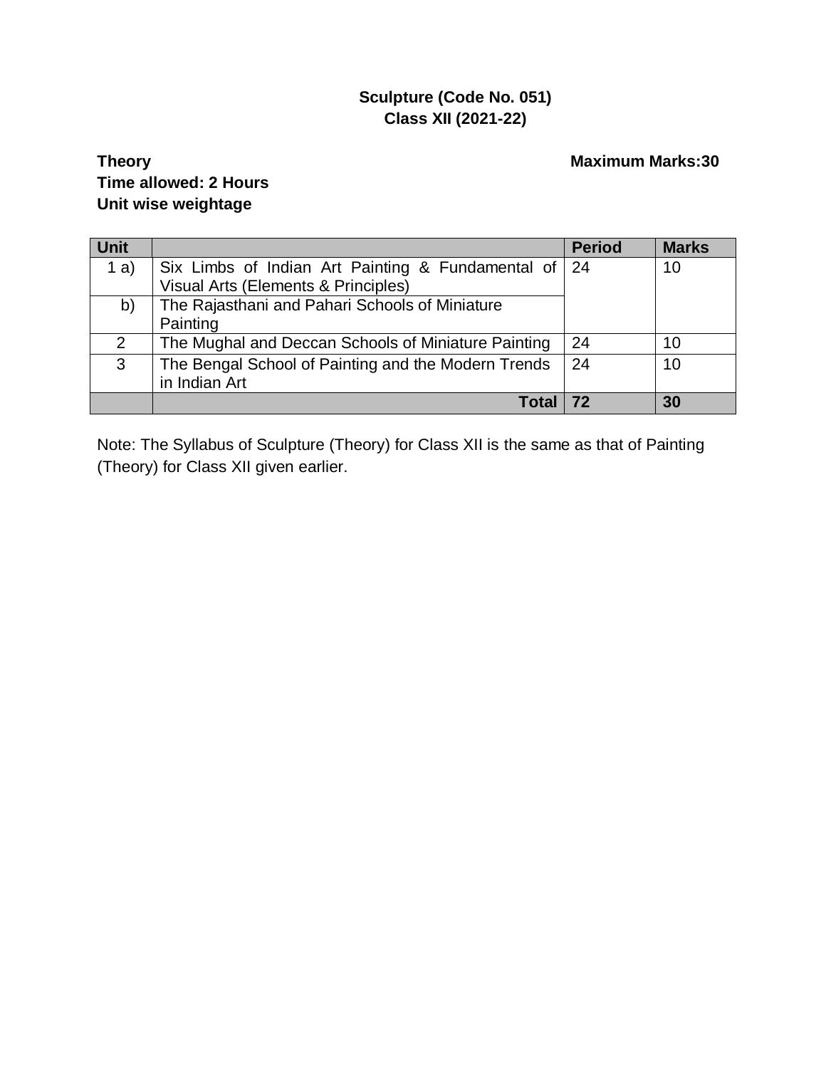**Sculpture (Code No. 051)**
**Class XII (2021-22)**

**Theory** **Maximum Marks:30**
**Time allowed: 2 Hours**
**Unit wise weightage**

| Unit | | Period | Marks |
|---|---|---|---|
| 1 a) | Six Limbs of Indian Art Painting & Fundamental of Visual Arts (Elements & Principles) | 24 | 10 |
| b) | The Rajasthani and Pahari Schools of Miniature Painting | | |
| 2 | The Mughal and Deccan Schools of Miniature Painting | 24 | 10 |
| 3 | The Bengal School of Painting and the Modern Trends in Indian Art | 24 | 10 |
| | **Total** | **72** | **30** |

Note: The Syllabus of Sculpture (Theory) for Class XII is the same as that of Painting (Theory) for Class XII given earlier.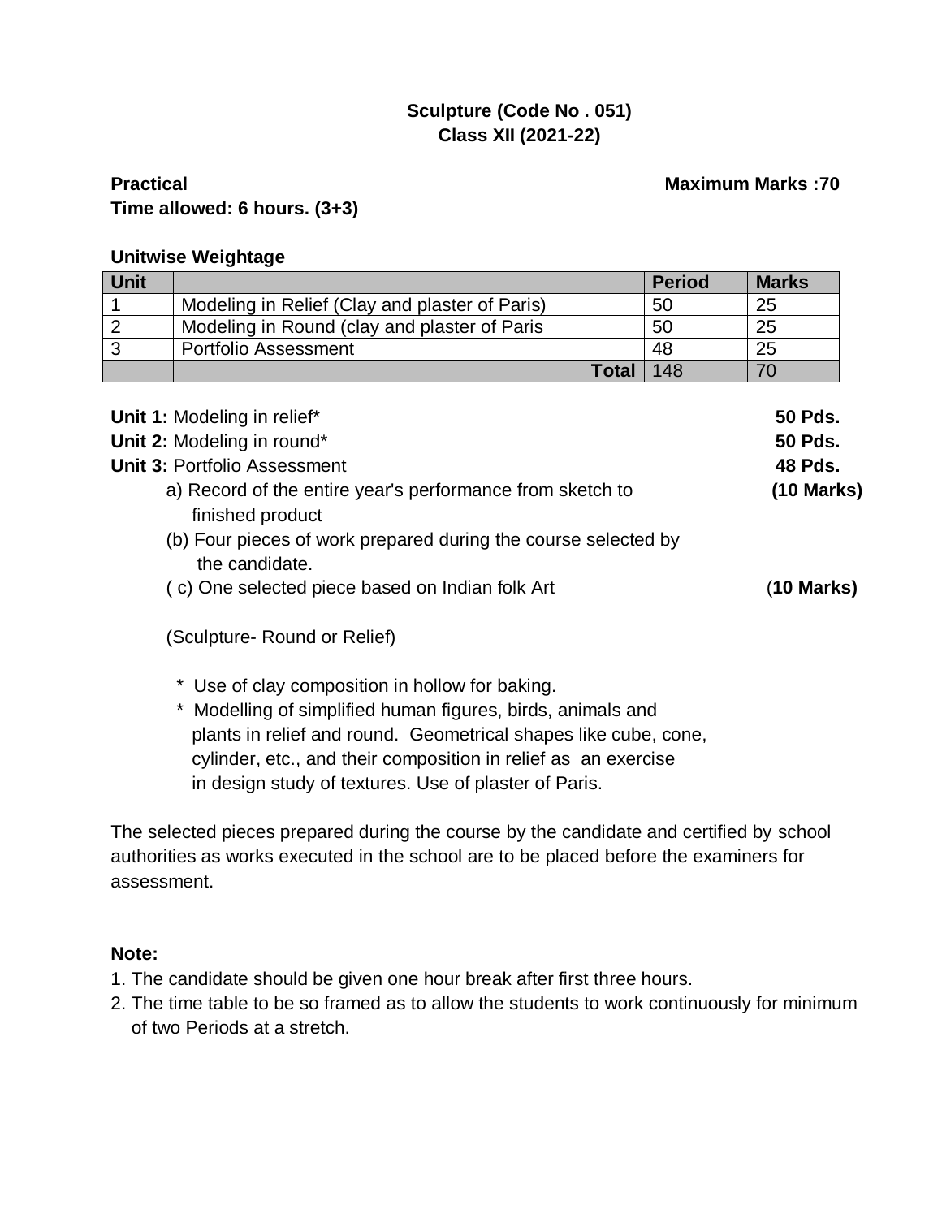**Sculpture (Code No . 051)**
**Class XII (2021-22)**

**Practical** **Maximum Marks :70**
**Time allowed: 6 hours. (3+3)**

**Unitwise Weightage**

| Unit | | Period | Marks |
|---|---|---|---|
| 1 | Modeling in Relief (Clay and plaster of Paris) | 50 | 25 |
| 2 | Modeling in Round (clay and plaster of Paris | 50 | 25 |
| 3 | Portfolio Assessment | 48 | 25 |
| | **Total** | 148 | 70 |

**Unit 1:** Modeling in relief* **50 Pds.**
**Unit 2:** Modeling in round* **50 Pds.**
**Unit 3:** Portfolio Assessment **48 Pds.**

a) Record of the entire year's performance from sketch to finished product **(10 Marks)**

(b) Four pieces of work prepared during the course selected by the candidate.

( c) One selected piece based on Indian folk Art (**10 Marks)**

(Sculpture- Round or Relief)

* Use of clay composition in hollow for baking.
* Modelling of simplified human figures, birds, animals and plants in relief and round. Geometrical shapes like cube, cone, cylinder, etc., and their composition in relief as an exercise in design study of textures. Use of plaster of Paris.

The selected pieces prepared during the course by the candidate and certified by school authorities as works executed in the school are to be placed before the examiners for assessment.

**Note:**

1. The candidate should be given one hour break after first three hours.
2. The time table to be so framed as to allow the students to work continuously for minimum of two Periods at a stretch.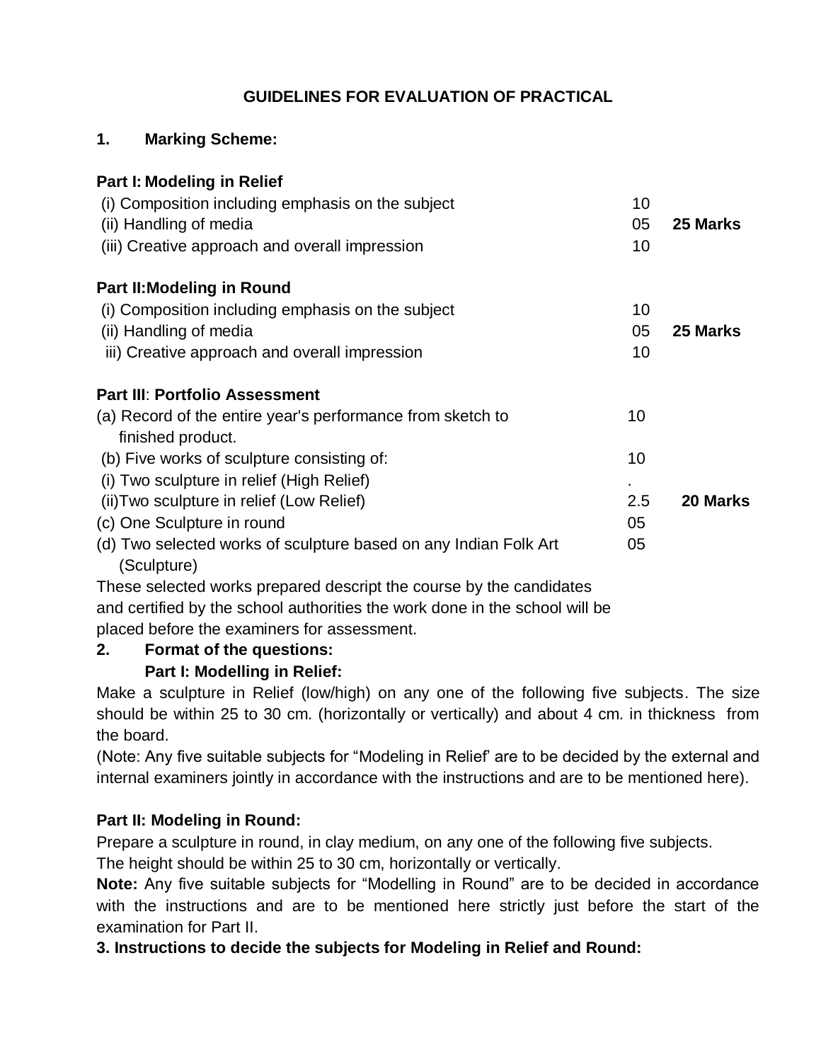## GUIDELINES FOR EVALUATION OF PRACTICAL

### 1. Marking Scheme:

**Part I: Modeling in Relief**

| | | |
|---|---|---|
| (i) Composition including emphasis on the subject | 10 | |
| (ii) Handling of media | 05 | **25 Marks** |
| (iii) Creative approach and overall impression | 10 | |

**Part II: Modeling in Round**

| | | |
|---|---|---|
| (i) Composition including emphasis on the subject | 10 | |
| (ii) Handling of media | 05 | **25 Marks** |
| iii) Creative approach and overall impression | 10 | |

**Part III: Portfolio Assessment**

| | | |
|---|---|---|
| (a) Record of the entire year's performance from sketch to finished product. | 10 | |
| (b) Five works of sculpture consisting of: | 10 | |
| (i) Two sculpture in relief (High Relief) | . | |
| (ii) Two sculpture in relief (Low Relief) | 2.5 | **20 Marks** |
| (c) One Sculpture in round | 05 | |
| (d) Two selected works of sculpture based on any Indian Folk Art (Sculpture) | 05 | |

These selected works prepared descript the course by the candidates and certified by the school authorities the work done in the school will be placed before the examiners for assessment.

### 2. Format of the questions:

**Part I: Modelling in Relief:**

Make a sculpture in Relief (low/high) on any one of the following five subjects. The size should be within 25 to 30 cm. (horizontally or vertically) and about 4 cm. in thickness from the board.

(Note: Any five suitable subjects for "Modeling in Relief' are to be decided by the external and internal examiners jointly in accordance with the instructions and are to be mentioned here).

**Part II: Modeling in Round:**

Prepare a sculpture in round, in clay medium, on any one of the following five subjects. The height should be within 25 to 30 cm, horizontally or vertically.

**Note:** Any five suitable subjects for "Modelling in Round" are to be decided in accordance with the instructions and are to be mentioned here strictly just before the start of the examination for Part II.

### 3. Instructions to decide the subjects for Modeling in Relief and Round: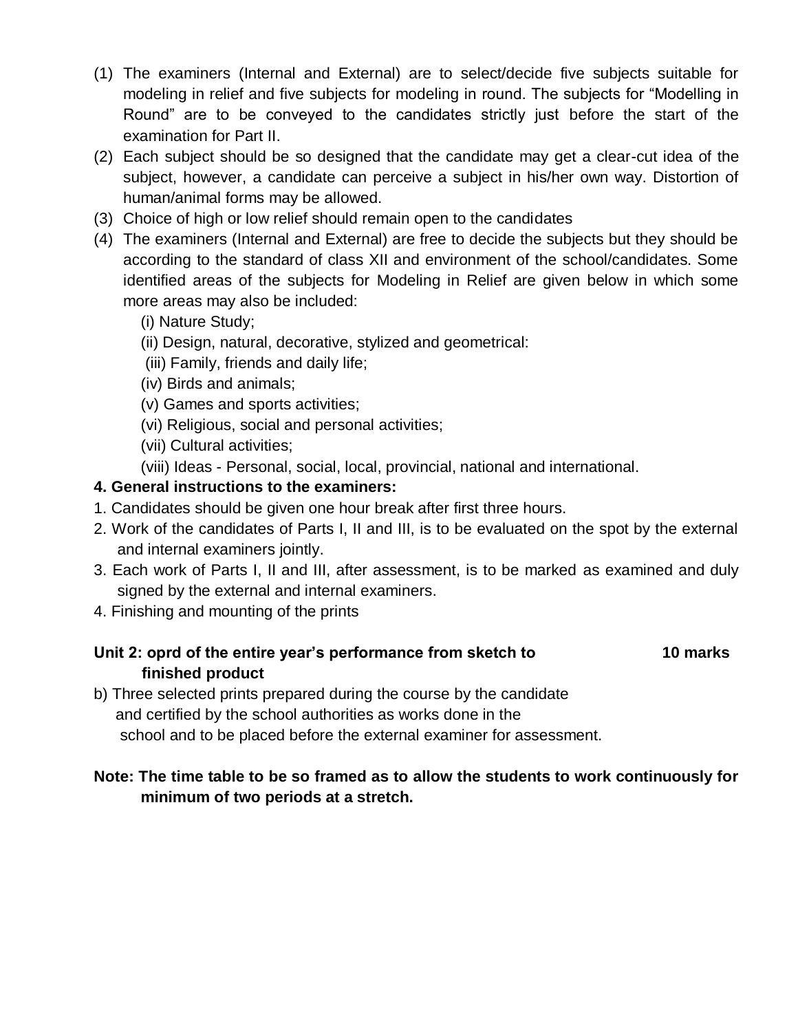(1) The examiners (Internal and External) are to select/decide five subjects suitable for modeling in relief and five subjects for modeling in round. The subjects for "Modelling in Round" are to be conveyed to the candidates strictly just before the start of the examination for Part II.
(2) Each subject should be so designed that the candidate may get a clear-cut idea of the subject, however, a candidate can perceive a subject in his/her own way. Distortion of human/animal forms may be allowed.
(3) Choice of high or low relief should remain open to the candidates
(4) The examiners (Internal and External) are free to decide the subjects but they should be according to the standard of class XII and environment of the school/candidates. Some identified areas of the subjects for Modeling in Relief are given below in which some more areas may also be included:
    (i) Nature Study;
    (ii) Design, natural, decorative, stylized and geometrical:
    (iii) Family, friends and daily life;
    (iv) Birds and animals;
    (v) Games and sports activities;
    (vi) Religious, social and personal activities;
    (vii) Cultural activities;
    (viii) Ideas - Personal, social, local, provincial, national and international.

**4. General instructions to the examiners:**

1. Candidates should be given one hour break after first three hours.
2. Work of the candidates of Parts I, II and III, is to be evaluated on the spot by the external and internal examiners jointly.
3. Each work of Parts I, II and III, after assessment, is to be marked as examined and duly signed by the external and internal examiners.
4. Finishing and mounting of the prints

**Unit 2: oprd of the entire year's performance from sketch to finished product** **10 marks**

b) Three selected prints prepared during the course by the candidate and certified by the school authorities as works done in the school and to be placed before the external examiner for assessment.

**Note: The time table to be so framed as to allow the students to work continuously for minimum of two periods at a stretch.**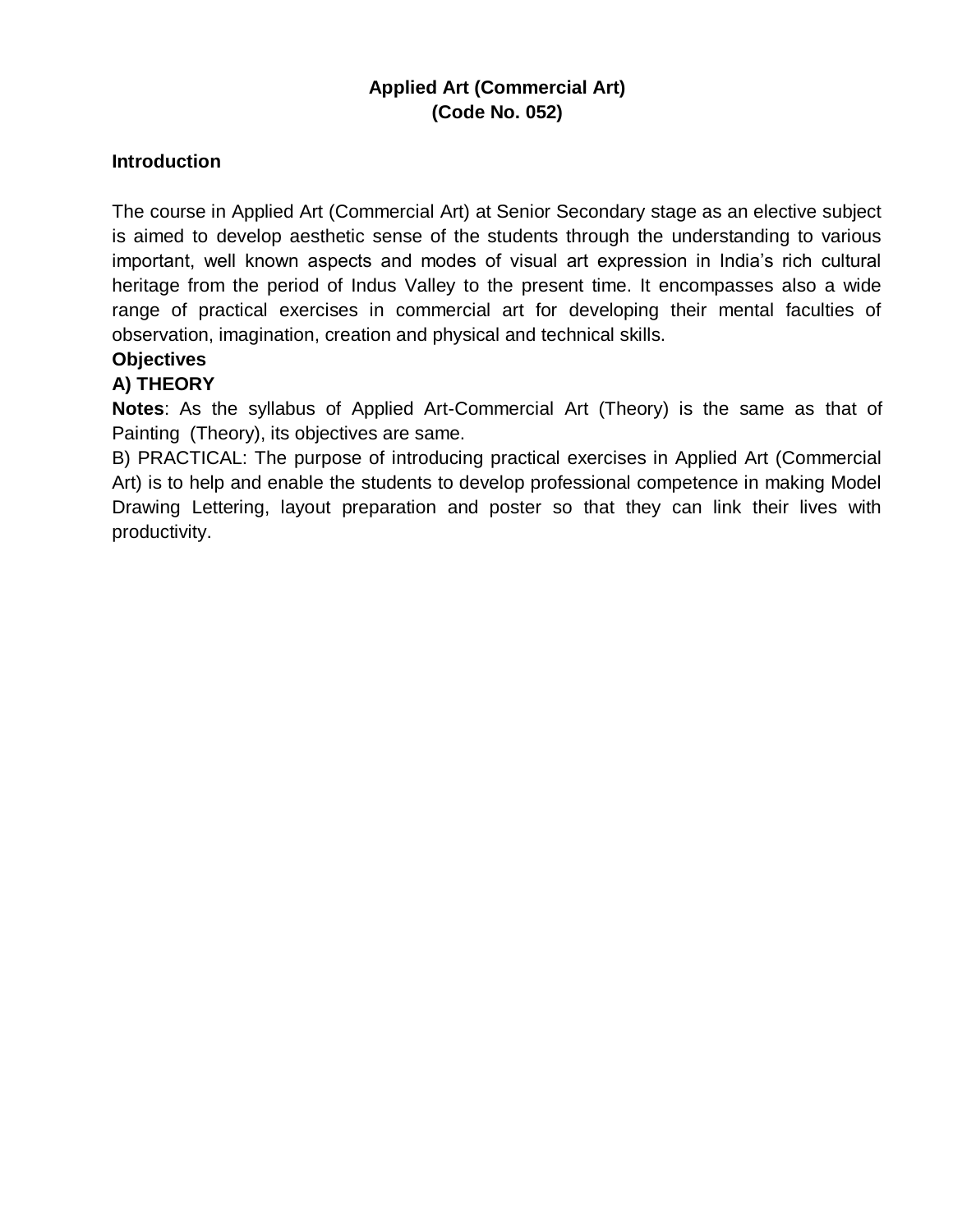# Applied Art (Commercial Art)
# (Code No. 052)

## Introduction

The course in Applied Art (Commercial Art) at Senior Secondary stage as an elective subject is aimed to develop aesthetic sense of the students through the understanding to various important, well known aspects and modes of visual art expression in India's rich cultural heritage from the period of Indus Valley to the present time. It encompasses also a wide range of practical exercises in commercial art for developing their mental faculties of observation, imagination, creation and physical and technical skills.

**Objectives**

**A) THEORY**

**Notes**: As the syllabus of Applied Art-Commercial Art (Theory) is the same as that of Painting (Theory), its objectives are same.

B) PRACTICAL: The purpose of introducing practical exercises in Applied Art (Commercial Art) is to help and enable the students to develop professional competence in making Model Drawing Lettering, layout preparation and poster so that they can link their lives with productivity.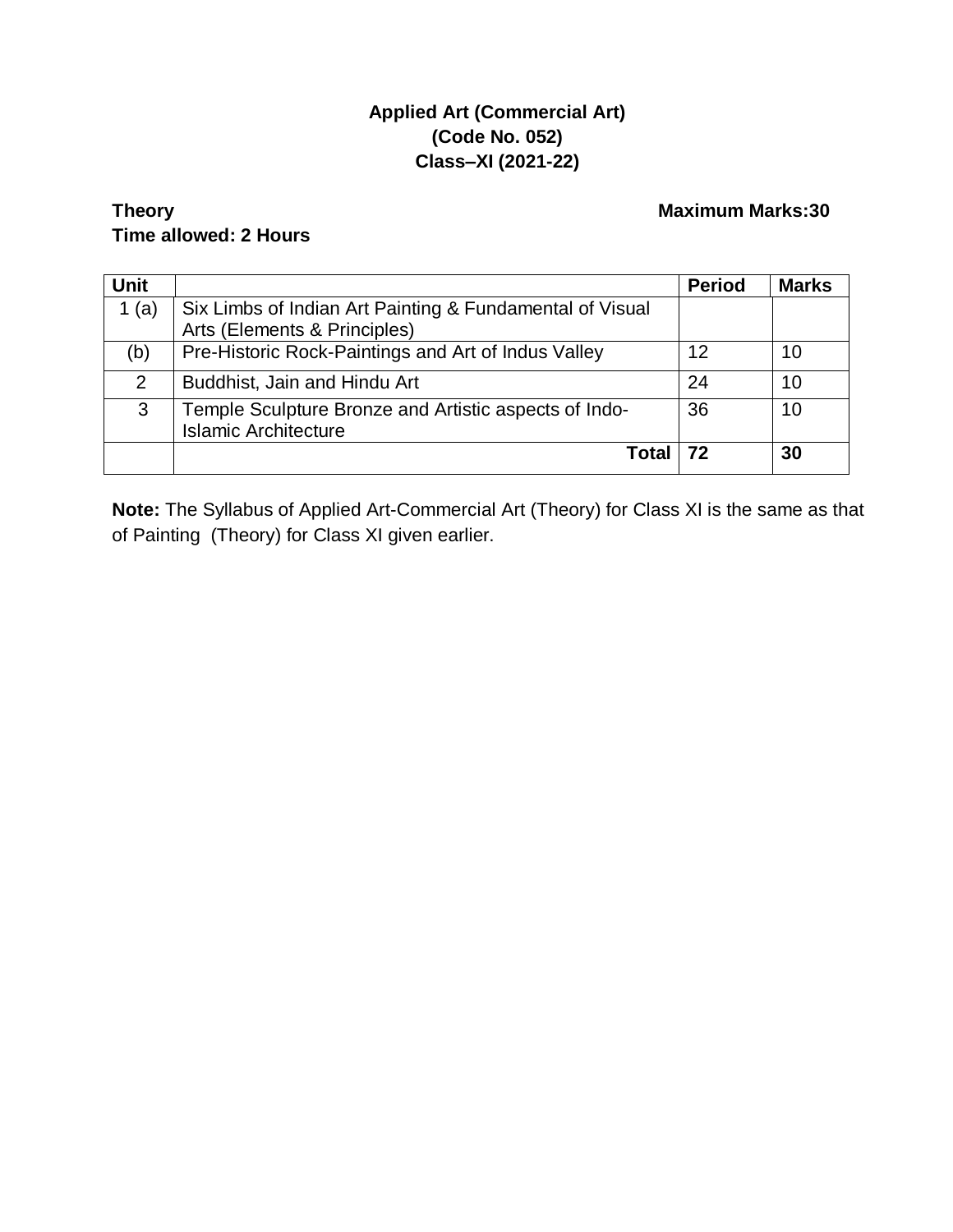# Applied Art (Commercial Art)
# (Code No. 052)
# Class–XI (2021-22)

**Theory** **Maximum Marks:30**

**Time allowed: 2 Hours**

| Unit | | Period | Marks |
|---|---|---|---|
| 1 (a) | Six Limbs of Indian Art Painting & Fundamental of Visual Arts (Elements & Principles) | | |
| (b) | Pre-Historic Rock-Paintings and Art of Indus Valley | 12 | 10 |
| 2 | Buddhist, Jain and Hindu Art | 24 | 10 |
| 3 | Temple Sculpture Bronze and Artistic aspects of Indo-Islamic Architecture | 36 | 10 |
| | **Total** | **72** | **30** |

**Note:** The Syllabus of Applied Art-Commercial Art (Theory) for Class XI is the same as that of Painting (Theory) for Class XI given earlier.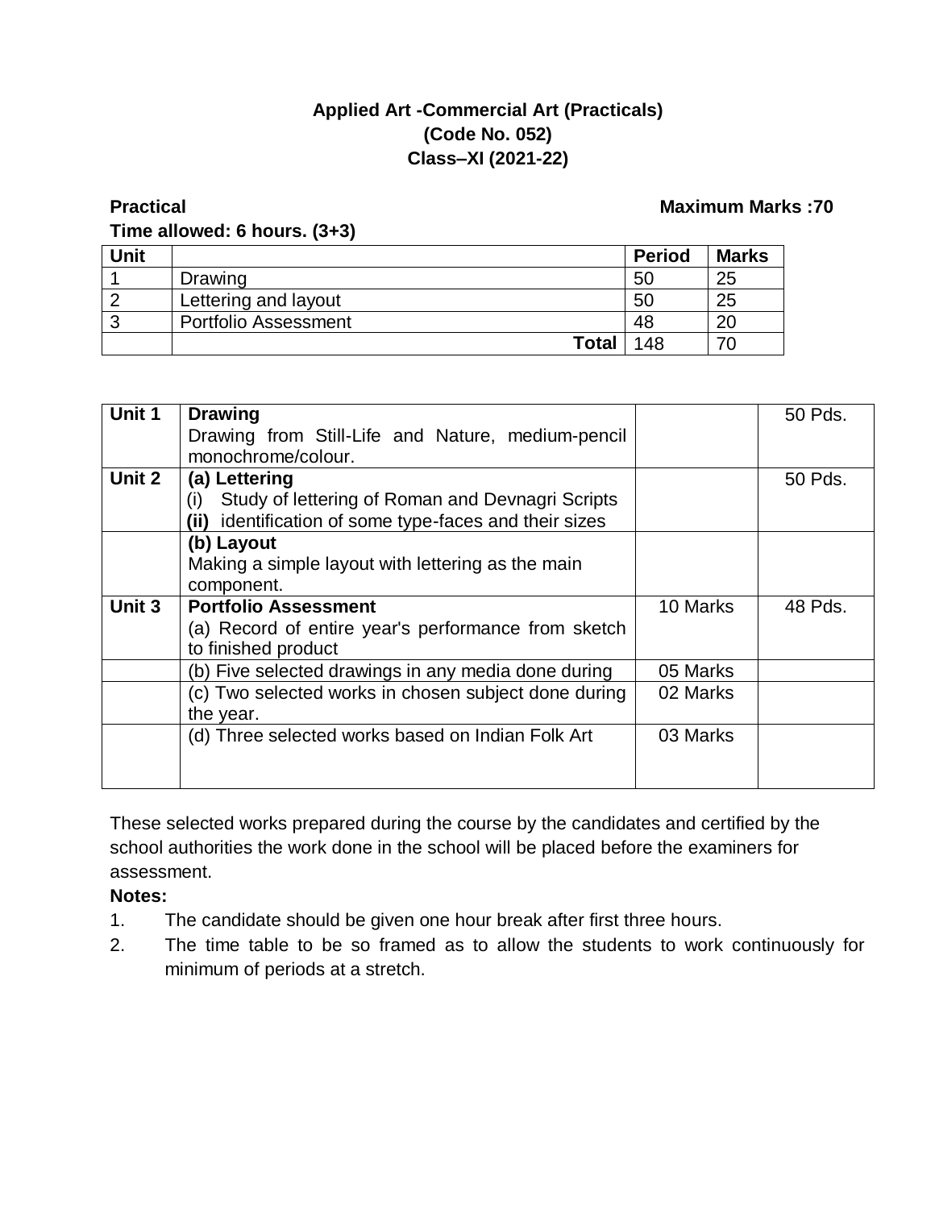# Applied Art -Commercial Art (Practicals)
# (Code No. 052)
# Class–XI (2021-22)

**Practical** **Maximum Marks :70**

**Time allowed: 6 hours. (3+3)**

| Unit | | Period | Marks |
|---|---|---|---|
| 1 | Drawing | 50 | 25 |
| 2 | Lettering and layout | 50 | 25 |
| 3 | Portfolio Assessment | 48 | 20 |
| | **Total** | 148 | 70 |

| | | | |
|---|---|---|---|
| **Unit 1** | **Drawing**<br>Drawing from Still-Life and Nature, medium-pencil monochrome/colour. | | 50 Pds. |
| **Unit 2** | **(a) Lettering**<br>(i) Study of lettering of Roman and Devnagri Scripts<br>**(ii)** identification of some type-faces and their sizes | | 50 Pds. |
| | **(b) Layout**<br>Making a simple layout with lettering as the main component. | | |
| **Unit 3** | **Portfolio Assessment**<br>(a) Record of entire year's performance from sketch to finished product | 10 Marks | 48 Pds. |
| | (b) Five selected drawings in any media done during | 05 Marks | |
| | (c) Two selected works in chosen subject done during the year. | 02 Marks | |
| | (d) Three selected works based on Indian Folk Art | 03 Marks | |

These selected works prepared during the course by the candidates and certified by the school authorities the work done in the school will be placed before the examiners for assessment.

**Notes:**

1. The candidate should be given one hour break after first three hours.
2. The time table to be so framed as to allow the students to work continuously for minimum of periods at a stretch.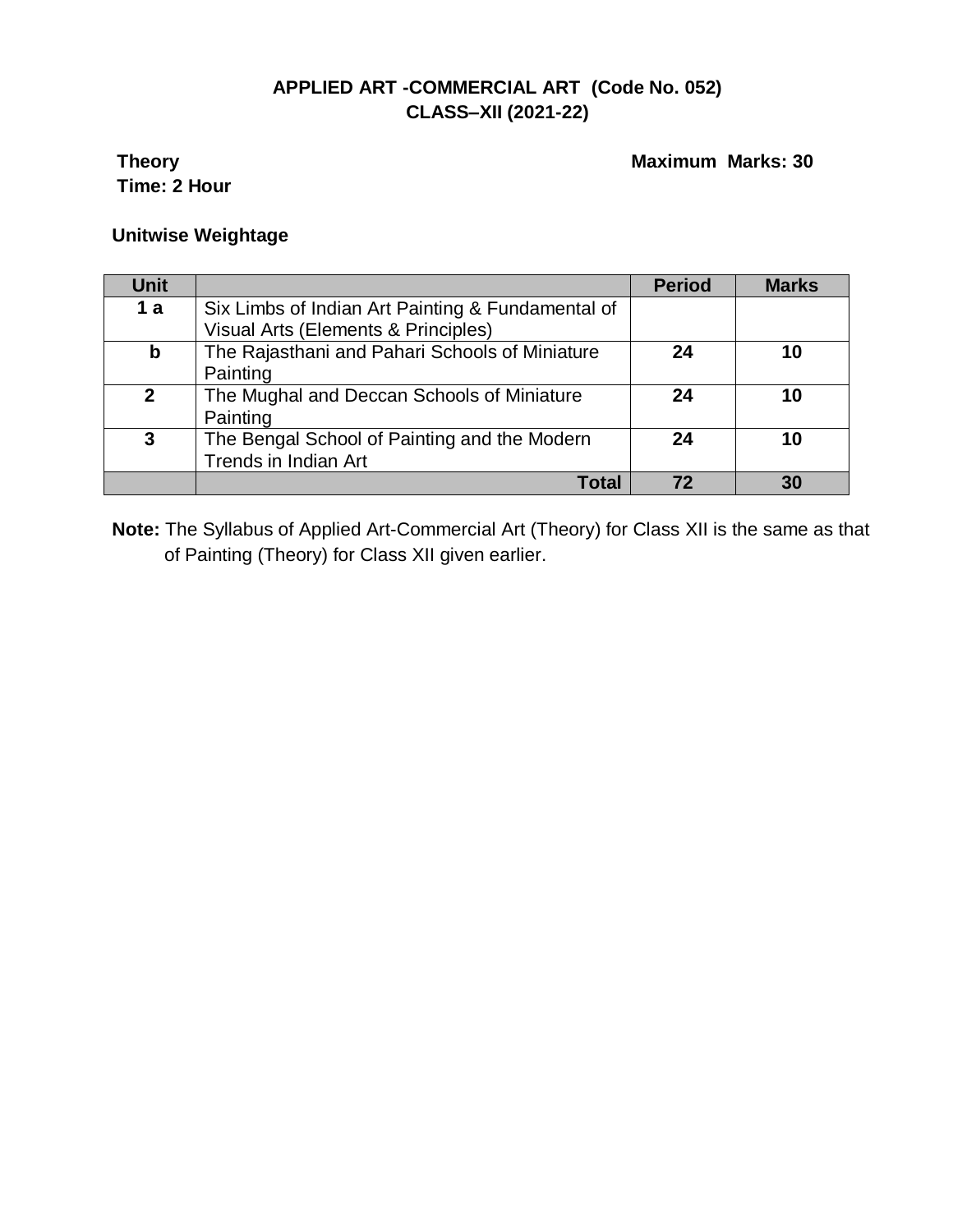**APPLIED ART -COMMERCIAL ART (Code No. 052)**
**CLASS–XII (2021-22)**

**Theory** **Maximum Marks: 30**
**Time: 2 Hour**

**Unitwise Weightage**

| Unit | | Period | Marks |
|---|---|---|---|
| 1 a | Six Limbs of Indian Art Painting & Fundamental of Visual Arts (Elements & Principles) | | |
| b | The Rajasthani and Pahari Schools of Miniature Painting | 24 | 10 |
| 2 | The Mughal and Deccan Schools of Miniature Painting | 24 | 10 |
| 3 | The Bengal School of Painting and the Modern Trends in Indian Art | 24 | 10 |
| | **Total** | **72** | **30** |

**Note:** The Syllabus of Applied Art-Commercial Art (Theory) for Class XII is the same as that of Painting (Theory) for Class XII given earlier.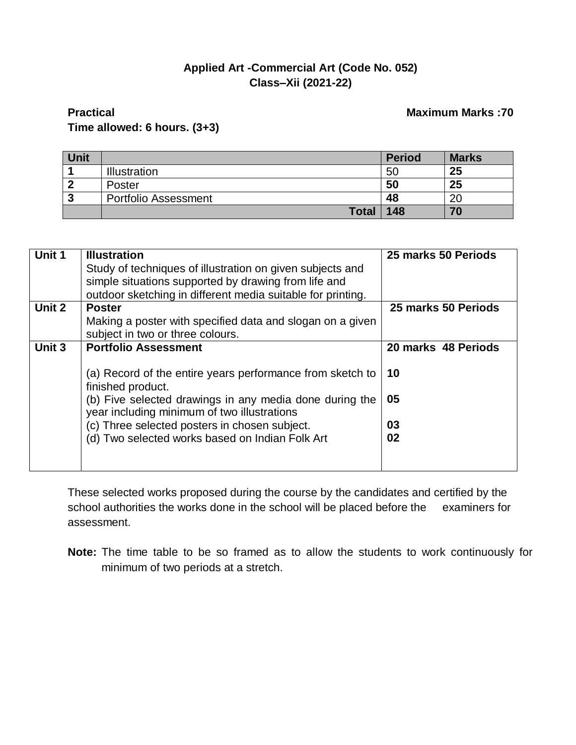**Applied Art -Commercial Art (Code No. 052)**
**Class–Xii (2021-22)**

**Practical** **Maximum Marks :70**

**Time allowed: 6 hours. (3+3)**

| Unit | | Period | Marks |
|---|---|---|---|
| **1** | Illustration | 50 | **25** |
| **2** | Poster | **50** | **25** |
| **3** | Portfolio Assessment | **48** | 20 |
| | **Total** | **148** | **70** |

| | | |
|---|---|---|
| **Unit 1** | **Illustration**<br>Study of techniques of illustration on given subjects and simple situations supported by drawing from life and outdoor sketching in different media suitable for printing. | **25 marks 50 Periods** |
| **Unit 2** | **Poster**<br>Making a poster with specified data and slogan on a given subject in two or three colours. | **25 marks 50 Periods** |
| **Unit 3** | **Portfolio Assessment**<br><br>(a) Record of the entire years performance from sketch to finished product.<br>(b) Five selected drawings in any media done during the year including minimum of two illustrations<br>(c) Three selected posters in chosen subject.<br>(d) Two selected works based on Indian Folk Art | **20 marks 48 Periods**<br><br>**10**<br><br>**05**<br><br>**03**<br>**02** |

These selected works proposed during the course by the candidates and certified by the school authorities the works done in the school will be placed before the examiners for assessment.

**Note:** The time table to be so framed as to allow the students to work continuously for minimum of two periods at a stretch.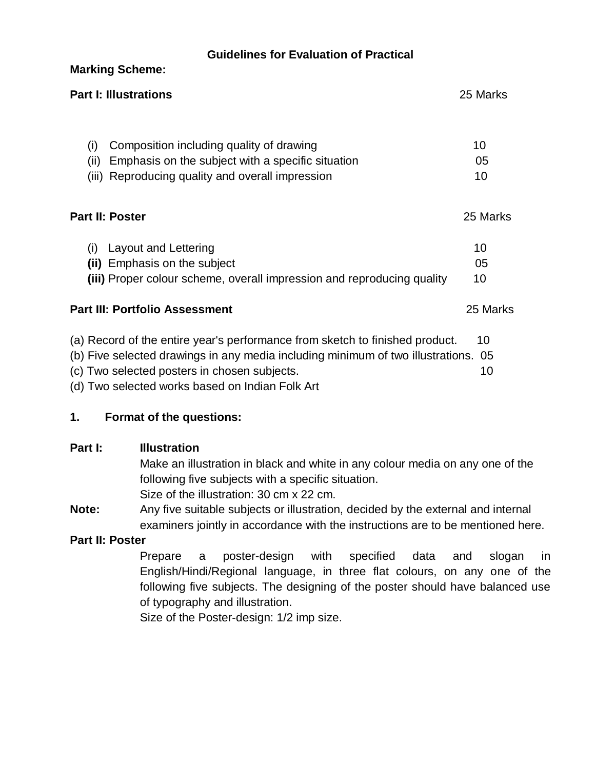## Guidelines for Evaluation of Practical

**Marking Scheme:**

**Part I: Illustrations** 25 Marks

| | | |
|---|---|---|
| (i) | Composition including quality of drawing | 10 |
| (ii) | Emphasis on the subject with a specific situation | 05 |
| (iii) | Reproducing quality and overall impression | 10 |

**Part II: Poster** 25 Marks

| | | |
|---|---|---|
| (i) | Layout and Lettering | 10 |
| **(ii)** | Emphasis on the subject | 05 |
| **(iii)** | Proper colour scheme, overall impression and reproducing quality | 10 |

**Part III: Portfolio Assessment** 25 Marks

| | |
|---|---|
| (a) Record of the entire year's performance from sketch to finished product. | 10 |
| (b) Five selected drawings in any media including minimum of two illustrations. | 05 |
| (c) Two selected posters in chosen subjects. | 10 |
| (d) Two selected works based on Indian Folk Art | |

**1. Format of the questions:**

**Part I: Illustration**

Make an illustration in black and white in any colour media on any one of the following five subjects with a specific situation.

Size of the illustration: 30 cm x 22 cm.

**Note:** Any five suitable subjects or illustration, decided by the external and internal examiners jointly in accordance with the instructions are to be mentioned here.

**Part II: Poster**

Prepare a poster-design with specified data and slogan in English/Hindi/Regional language, in three flat colours, on any one of the following five subjects. The designing of the poster should have balanced use of typography and illustration.

Size of the Poster-design: 1/2 imp size.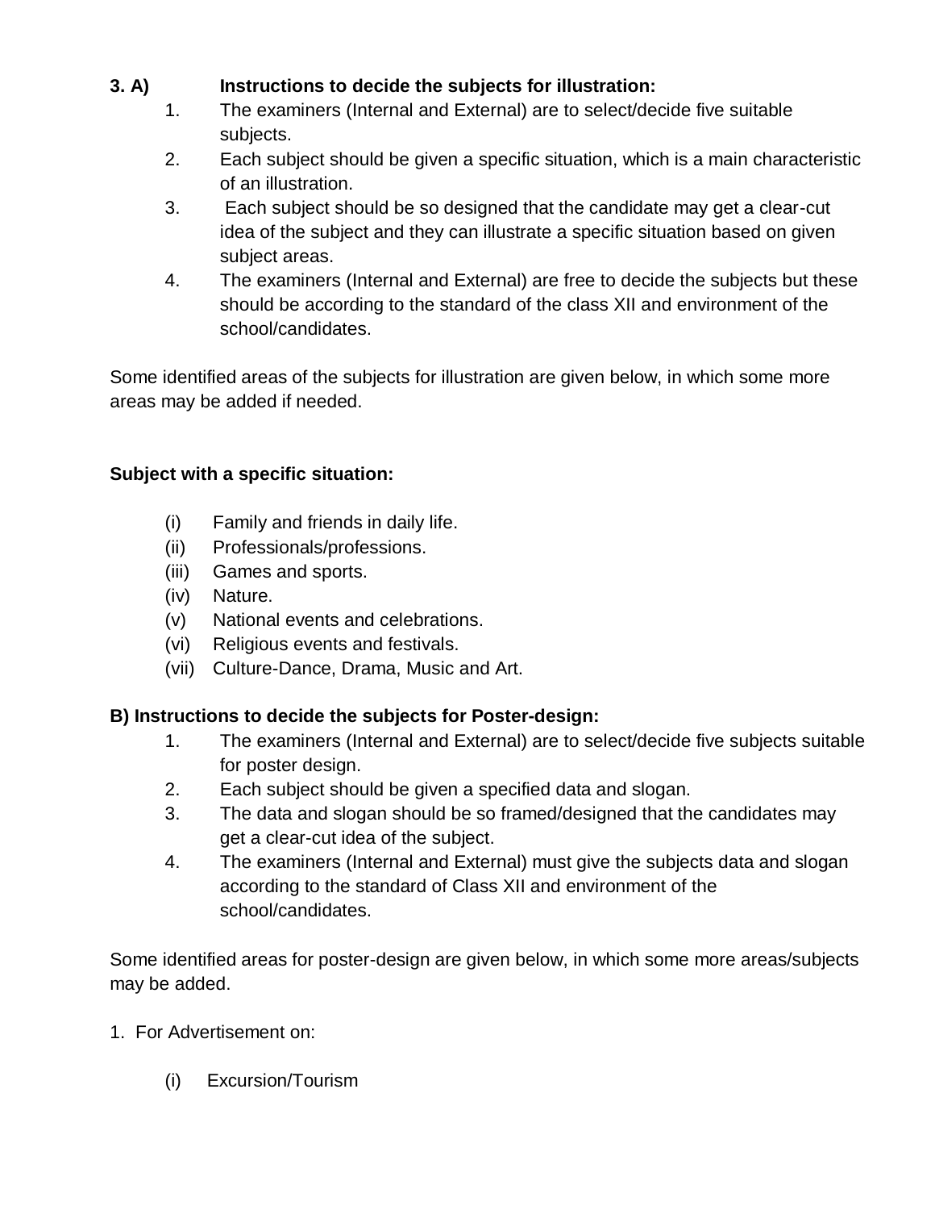**3. A) Instructions to decide the subjects for illustration:**

1. The examiners (Internal and External) are to select/decide five suitable subjects.
2. Each subject should be given a specific situation, which is a main characteristic of an illustration.
3. Each subject should be so designed that the candidate may get a clear-cut idea of the subject and they can illustrate a specific situation based on given subject areas.
4. The examiners (Internal and External) are free to decide the subjects but these should be according to the standard of the class XII and environment of the school/candidates.

Some identified areas of the subjects for illustration are given below, in which some more areas may be added if needed.

**Subject with a specific situation:**

- (i) Family and friends in daily life.
- (ii) Professionals/professions.
- (iii) Games and sports.
- (iv) Nature.
- (v) National events and celebrations.
- (vi) Religious events and festivals.
- (vii) Culture-Dance, Drama, Music and Art.

**B) Instructions to decide the subjects for Poster-design:**

1. The examiners (Internal and External) are to select/decide five subjects suitable for poster design.
2. Each subject should be given a specified data and slogan.
3. The data and slogan should be so framed/designed that the candidates may get a clear-cut idea of the subject.
4. The examiners (Internal and External) must give the subjects data and slogan according to the standard of Class XII and environment of the school/candidates.

Some identified areas for poster-design are given below, in which some more areas/subjects may be added.

1. For Advertisement on:

   - (i) Excursion/Tourism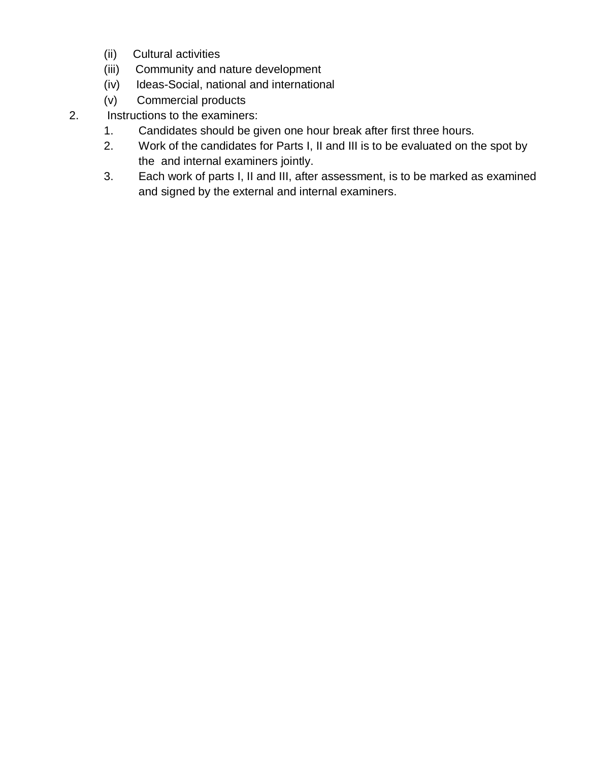(ii) Cultural activities

(iii) Community and nature development

(iv) Ideas-Social, national and international

(v) Commercial products

2. Instructions to the examiners:

    1. Candidates should be given one hour break after first three hours.
    2. Work of the candidates for Parts I, II and III is to be evaluated on the spot by the  and internal examiners jointly.
    3. Each work of parts I, II and III, after assessment, is to be marked as examined and signed by the external and internal examiners.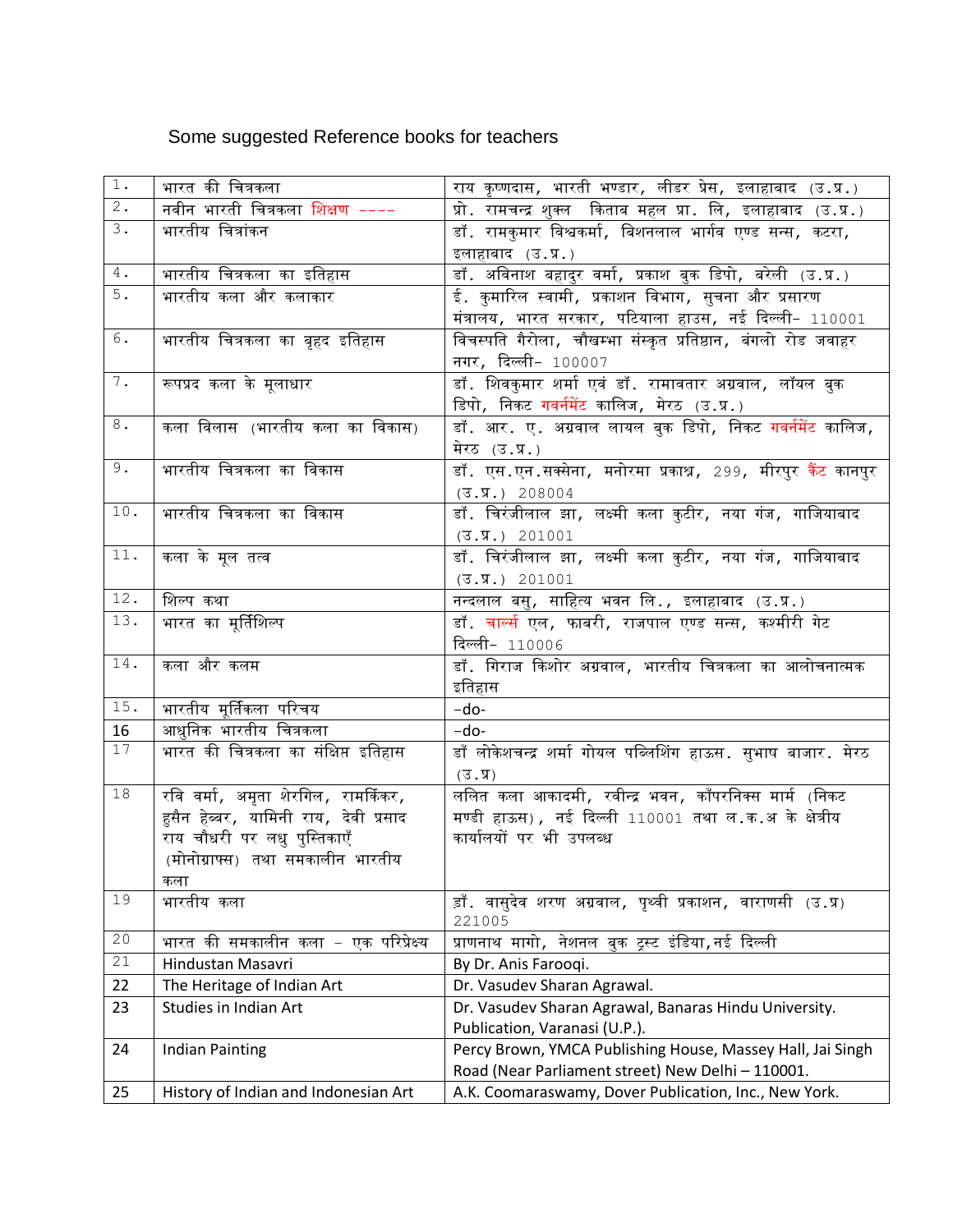Some suggested Reference books for teachers

| | | |
|---|---|---|
| 1. | भारत की चित्रकला | राय कृष्णदास, भारती भण्डार, लीडर प्रेस, इलाहाबाद (उ.प्र.) |
| 2. | नवीन भारती चित्रकला शिक्षण ---- | प्रो. रामचन्द्र शुक्ल किताब महल प्रा. लि, इलाहाबाद (उ.प्र.) |
| 3. | भारतीय चित्रांकन | डॉ. रामकुमार विश्वकर्मा, बिशनलाल भार्गव एण्ड सन्स, कटरा, इलाहाबाद (उ.प्र.) |
| 4. | भारतीय चित्रकला का इतिहास | डॉ. अविनाश बहादुर वर्मा, प्रकाश बुक डिपो, बरेली (उ.प्र.) |
| 5. | भारतीय कला और कलाकार | ई. कुमारिल स्वामी, प्रकाशन विभाग, सुचना और प्रसारण मंत्रालय, भारत सरकार, पटियाला हाउस, नई दिल्ली- 110001 |
| 6. | भारतीय चित्रकला का वृहद इतिहास | विचस्पति गैरोला, चौखम्भा संस्कृत प्रतिष्ठान, बंगलो रोड जवाहर नगर, दिल्ली- 100007 |
| 7. | रूपप्रद कला के मूलाधार | डॉ. शिवकुमार शर्मा एवं डॉ. रामावतार अग्रवाल, लॉयल बुक डिपो, निकट गवर्नमेंट कालिज, मेरठ (उ.प्र.) |
| 8. | कला विलास (भारतीय कला का विकास) | डॉ. आर. ए. अग्रवाल लायल बुक डिपो, निकट गवर्नमेंट कालिज, मेरठ (उ.प्र.) |
| 9. | भारतीय चित्रकला का विकास | डॉ. एस.एन.सक्सेना, मनोरमा प्रकाश्न, 299, मीरपुर कैंट कानपुर (उ.प्र.) 208004 |
| 10. | भारतीय चित्रकला का विकास | डॉ. चिरंजीलाल झा, लक्ष्मी कला कुटीर, नया गंज, गाजियाबाद (उ.प्र.) 201001 |
| 11. | कला के मूल तत्व | डॉ. चिरंजीलाल झा, लक्ष्मी कला कुटीर, नया गंज, गाजियाबाद (उ.प्र.) 201001 |
| 12. | शिल्प कथा | नन्दलाल बसु, साहित्य भवन लि., इलाहाबाद (उ.प्र.) |
| 13. | भारत का मूर्तिशिल्प | डॉ. चार्ल्स एल, फाबरी, राजपाल एण्ड सन्स, कश्मीरी गेट दिल्ली- 110006 |
| 14. | कला और कलम | डॉ. गिराज किशोर अग्रवाल, भारतीय चित्रकला का आलोचनात्मक इतिहास |
| 15. | भारतीय मूर्तिकला परिचय | -do- |
| 16 | आधुनिक भारतीय चित्रकला | -do- |
| 17 | भारत की चित्रकला का संक्षिप्त इतिहास | डॉ लोकेशचन्द्र शर्मा गोयल पब्लिशिंग हाऊस. सुभाष बाजार. मेरठ (उ.प्र) |
| 18 | रवि वर्मा, अमृता शेरगिल, रामकिंकर, हुसैन हेब्बर, यामिनी राय, देवी प्रसाद राय चौधरी पर लघु पुस्तिकाएँ (मोनोग्राफ्स) तथा समकालीन भारतीय कला | ललित कला आकादमी, रवीन्द्र भवन, कॉपरनिक्स मार्ग (निकट मण्डी हाऊस), नई दिल्ली 110001 तथा ल.क.अ के क्षेत्रीय कार्यालयों पर भी उपलब्ध |
| 19 | भारतीय कला | ड्राँ. वासुदेव शरण अग्रवाल, पृथ्वी प्रकाशन, वाराणसी (उ.प्र) 221005 |
| 20 | भारत की समकालीन कला – एक परिप्रेक्ष्य | प्राणनाथ मागो, नेशनल बुक ट्रस्ट इंडिया,नई दिल्ली |
| 21 | Hindustan Masavri | By Dr. Anis Farooqi. |
| 22 | The Heritage of Indian Art | Dr. Vasudev Sharan Agrawal. |
| 23 | Studies in Indian Art | Dr. Vasudev Sharan Agrawal, Banaras Hindu University. Publication, Varanasi (U.P.). |
| 24 | Indian Painting | Percy Brown, YMCA Publishing House, Massey Hall, Jai Singh Road (Near Parliament street) New Delhi – 110001. |
| 25 | History of Indian and Indonesian Art | A.K. Coomaraswamy, Dover Publication, Inc., New York. |